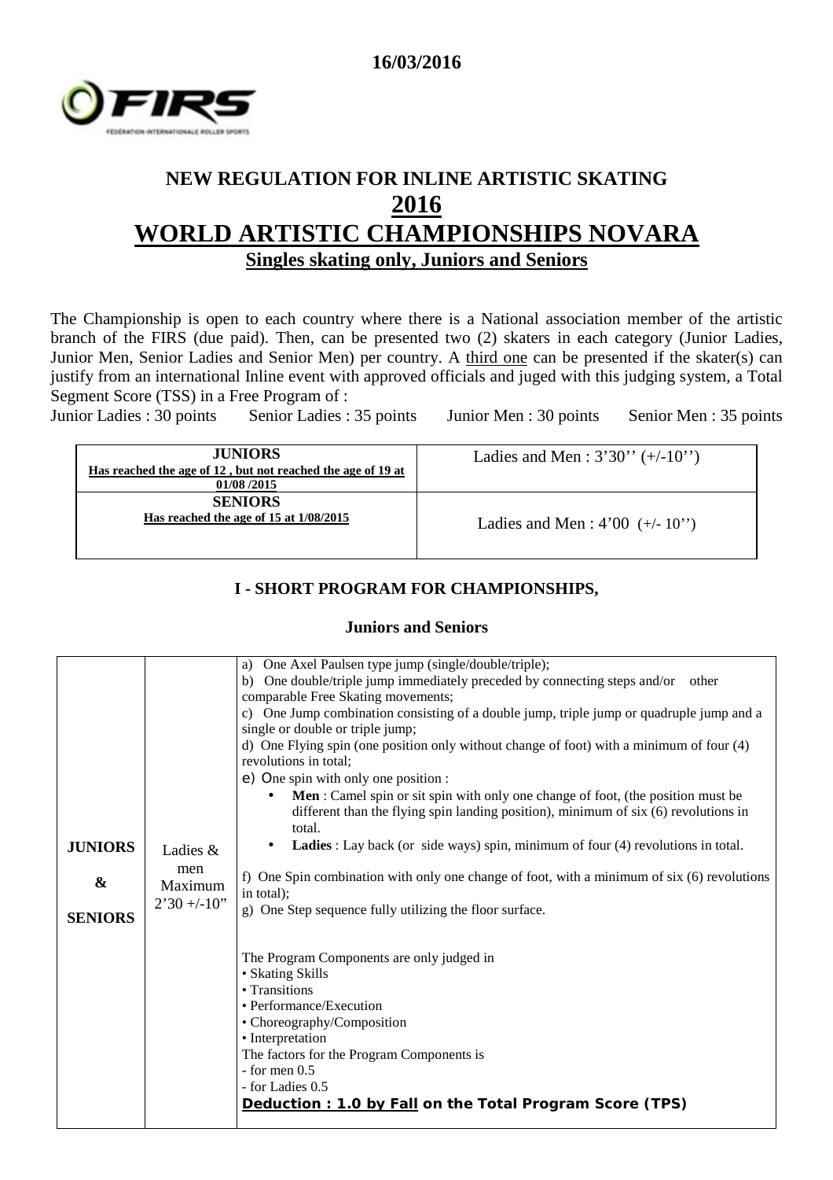16/03/2016

# NEW REGULATION FOR INLINE ARTISTIC SKATING

# 2016

# WORLD ARTISTIC CHAMPIONSHIPS NOVARA

## Singles skating only, Juniors and Seniors

The Championship is open to each country where there is a National association member of the artistic branch of the FIRS (due paid). Then, can be presented two (2) skaters in each category (Junior Ladies, Junior Men, Senior Ladies and Senior Men) per country. A third one can be presented if the skater(s) can justify from an international Inline event with approved officials and juged with this judging system, a Total Segment Score (TSS) in a Free Program of :

Junior Ladies : 30 points Senior Ladies : 35 points Junior Men : 30 points Senior Men : 35 points

| | |
|---|---|
| **JUNIORS**<br>**Has reached the age of 12 , but not reached the age of 19 at 01/08 /2015** | Ladies and Men : 3'30'' (+/-10'') |
| **SENIORS**<br>**Has reached the age of 15 at 1/08/2015** | Ladies and Men : 4'00 (+/- 10'') |

### I - SHORT PROGRAM FOR CHAMPIONSHIPS,

**Juniors and Seniors**

| | | |
|---|---|---|
| **JUNIORS & SENIORS** | Ladies & men Maximum 2'30 +/-10" | a) One Axel Paulsen type jump (single/double/triple);<br>b) One double/triple jump immediately preceded by connecting steps and/or other comparable Free Skating movements;<br>c) One Jump combination consisting of a double jump, triple jump or quadruple jump and a single or double or triple jump;<br>d) One Flying spin (one position only without change of foot) with a minimum of four (4) revolutions in total;<br>e) One spin with only one position :<br>• **Men** : Camel spin or sit spin with only one change of foot, (the position must be different than the flying spin landing position), minimum of six (6) revolutions in total.<br>• **Ladies** : Lay back (or side ways) spin, minimum of four (4) revolutions in total.<br>f) One Spin combination with only one change of foot, with a minimum of six (6) revolutions in total);<br>g) One Step sequence fully utilizing the floor surface.<br><br>The Program Components are only judged in<br>• Skating Skills<br>• Transitions<br>• Performance/Execution<br>• Choreography/Composition<br>• Interpretation<br>The factors for the Program Components is<br>- for men 0.5<br>- for Ladies 0.5<br>**Deduction : 1.0 by Fall on the Total Program Score (TPS)** |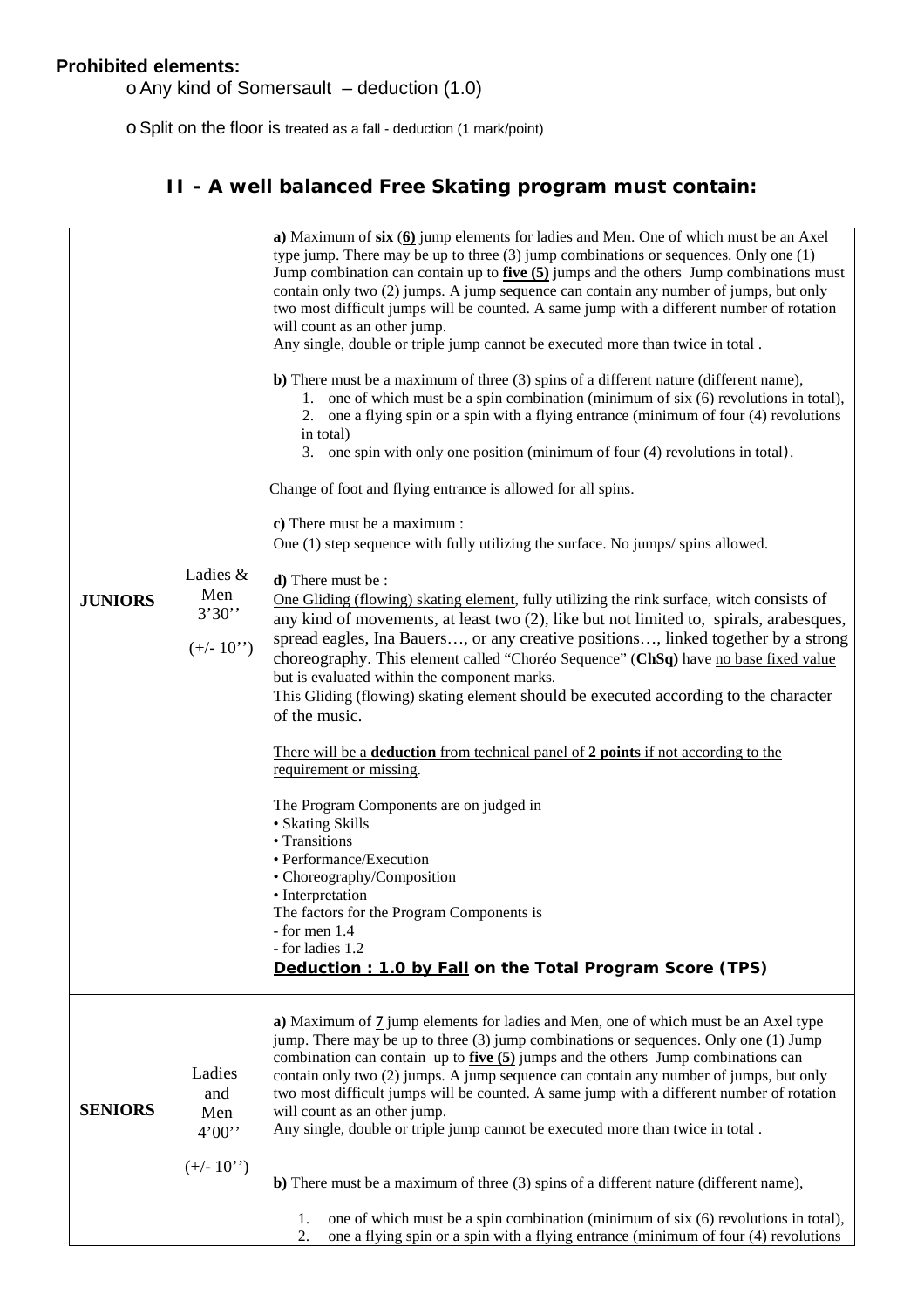**Prohibited elements:**

- Any kind of Somersault – deduction (1.0)
- Split on the floor is treated as a fall - deduction (1 mark/point)

## II - A well balanced Free Skating program must contain:

| | | |
|---|---|---|
| **JUNIORS** | Ladies & Men 3'30'' (+/- 10'') | **a)** Maximum of **six** (**6**) jump elements for ladies and Men. One of which must be an Axel type jump. There may be up to three (3) jump combinations or sequences. Only one (1) Jump combination can contain up to **five (5)** jumps and the others Jump combinations must contain only two (2) jumps. A jump sequence can contain any number of jumps, but only two most difficult jumps will be counted. A same jump with a different number of rotation will count as an other jump.<br>Any single, double or triple jump cannot be executed more than twice in total .<br><br>**b)** There must be a maximum of three (3) spins of a different nature (different name),<br>1. one of which must be a spin combination (minimum of six (6) revolutions in total),<br>2. one a flying spin or a spin with a flying entrance (minimum of four (4) revolutions in total)<br>3. one spin with only one position (minimum of four (4) revolutions in total).<br><br>Change of foot and flying entrance is allowed for all spins.<br><br>**c)** There must be a maximum :<br>One (1) step sequence with fully utilizing the surface. No jumps/ spins allowed.<br><br>**d)** There must be :<br>One Gliding (flowing) skating element, fully utilizing the rink surface, witch consists of any kind of movements, at least two (2), like but not limited to, spirals, arabesques, spread eagles, Ina Bauers…, or any creative positions…, linked together by a strong choreography. This element called "Choréo Sequence" (**ChSq**) have no base fixed value but is evaluated within the component marks.<br>This Gliding (flowing) skating element should be executed according to the character of the music.<br><br>There will be a **deduction** from technical panel of **2 points** if not according to the requirement or missing.<br><br>The Program Components are on judged in<br>• Skating Skills<br>• Transitions<br>• Performance/Execution<br>• Choreography/Composition<br>• Interpretation<br>The factors for the Program Components is<br>- for men 1.4<br>- for ladies 1.2<br>**Deduction : 1.0 by Fall on the Total Program Score (TPS)** |
| **SENIORS** | Ladies and Men 4'00'' (+/- 10'') | **a)** Maximum of **7** jump elements for ladies and Men, one of which must be an Axel type jump. There may be up to three (3) jump combinations or sequences. Only one (1) Jump combination can contain up to **five (5)** jumps and the others Jump combinations can contain only two (2) jumps. A jump sequence can contain any number of jumps, but only two most difficult jumps will be counted. A same jump with a different number of rotation will count as an other jump.<br>Any single, double or triple jump cannot be executed more than twice in total .<br><br>**b)** There must be a maximum of three (3) spins of a different nature (different name),<br>1. one of which must be a spin combination (minimum of six (6) revolutions in total),<br>2. one a flying spin or a spin with a flying entrance (minimum of four (4) revolutions |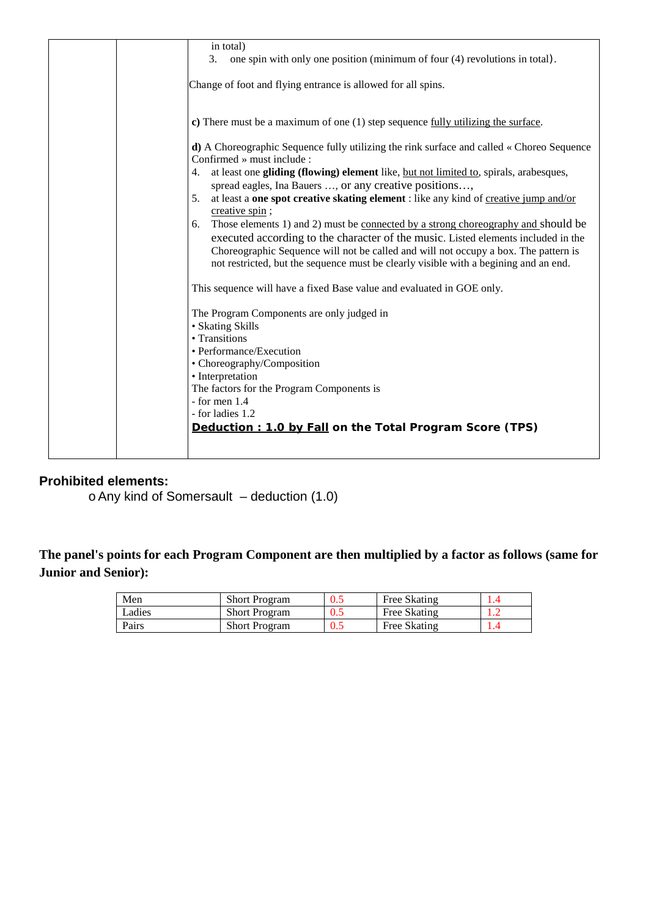| | | in total)<br>3. one spin with only one position (minimum of four (4) revolutions in total).<br><br>Change of foot and flying entrance is allowed for all spins.<br><br>**c)** There must be a maximum of one (1) step sequence fully utilizing the surface.<br><br>**d)** A Choreographic Sequence fully utilizing the rink surface and called « Choreo Sequence Confirmed » must include :<br>4. at least one **gliding (flowing) element** like, but not limited to, spirals, arabesques, spread eagles, Ina Bauers …, or any creative positions…,<br>5. at least a **one spot creative skating element** : like any kind of creative jump and/or creative spin ;<br>6. Those elements 1) and 2) must be connected by a strong choreography and should be executed according to the character of the music. Listed elements included in the Choreographic Sequence will not be called and will not occupy a box. The pattern is not restricted, but the sequence must be clearly visible with a begining and an end.<br><br>This sequence will have a fixed Base value and evaluated in GOE only.<br><br>The Program Components are only judged in<br>• Skating Skills<br>• Transitions<br>• Performance/Execution<br>• Choreography/Composition<br>• Interpretation<br>The factors for the Program Components is<br>- for men 1.4<br>- for ladies 1.2<br>**Deduction : 1.0 by Fall on the Total Program Score (TPS)** |
|---|---|---|

**Prohibited elements:**

- Any kind of Somersault – deduction (1.0)

**The panel's points for each Program Component are then multiplied by a factor as follows (same for Junior and Senior):**

| Men | Short Program | 0.5 | Free Skating | 1.4 |
|---|---|---|---|---|
| Ladies | Short Program | 0.5 | Free Skating | 1.2 |
| Pairs | Short Program | 0.5 | Free Skating | 1.4 |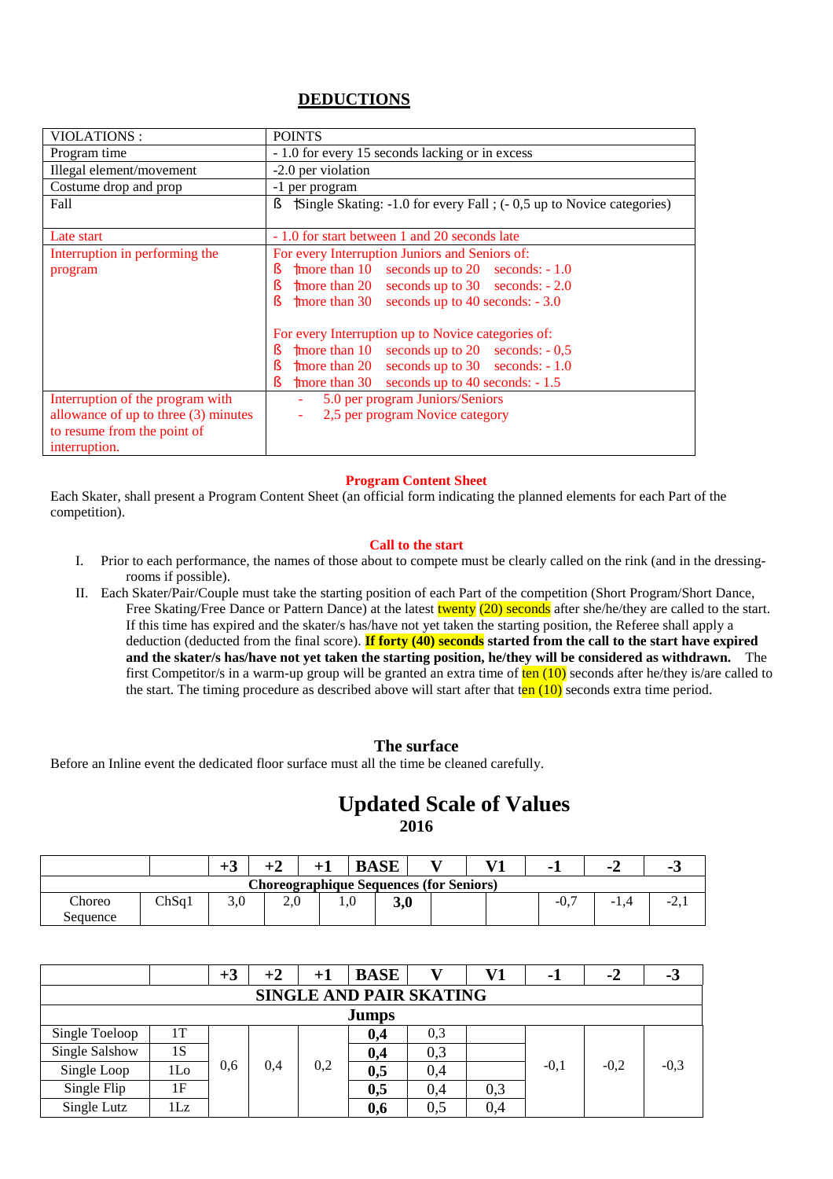## DEDUCTIONS

| VIOLATIONS : | POINTS |
|---|---|
| Program time | - 1.0 for every 15 seconds lacking or in excess |
| Illegal element/movement | -2.0 per violation |
| Costume drop and prop | -1 per program |
| Fall | ß Single Skating: -1.0 for every Fall ; (- 0,5 up to Novice categories) |
| Late start | - 1.0 for start between 1 and 20 seconds late |
| Interruption in performing the program | For every Interruption Juniors and Seniors of:<br>ß more than 10 seconds up to 20 seconds: - 1.0<br>ß more than 20 seconds up to 30 seconds: - 2.0<br>ß more than 30 seconds up to 40 seconds: - 3.0<br><br>For every Interruption up to Novice categories of:<br>ß more than 10 seconds up to 20 seconds: - 0,5<br>ß more than 20 seconds up to 30 seconds: - 1.0<br>ß more than 30 seconds up to 40 seconds: - 1.5 |
| Interruption of the program with allowance of up to three (3) minutes to resume from the point of interruption. | - 5.0 per program Juniors/Seniors<br>- 2,5 per program Novice category |

### Program Content Sheet

Each Skater, shall present a Program Content Sheet (an official form indicating the planned elements for each Part of the competition).

### Call to the start

I. Prior to each performance, the names of those about to compete must be clearly called on the rink (and in the dressing-rooms if possible).

II. Each Skater/Pair/Couple must take the starting position of each Part of the competition (Short Program/Short Dance, Free Skating/Free Dance or Pattern Dance) at the latest twenty (20) seconds after she/he/they are called to the start. If this time has expired and the skater/s has/have not yet taken the starting position, the Referee shall apply a deduction (deducted from the final score). **If forty (40) seconds started from the call to the start have expired and the skater/s has/have not yet taken the starting position, he/they will be considered as withdrawn.** The first Competitor/s in a warm-up group will be granted an extra time of ten (10) seconds after he/they is/are called to the start. The timing procedure as described above will start after that ten (10) seconds extra time period.

### The surface

Before an Inline event the dedicated floor surface must all the time be cleaned carefully.

# Updated Scale of Values

## 2016

| | | +3 | +2 | +1 | BASE | V | V1 | -1 | -2 | -3 |
|---|---|---|---|---|---|---|---|---|---|---|
| **Choreographique Sequences (for Seniors)** | | | | | | | | | | |
| Choreo Sequence | ChSq1 | 3,0 | 2,0 | 1,0 | **3,0** | | | -0,7 | -1,4 | -2,1 |

| | | +3 | +2 | +1 | BASE | V | V1 | -1 | -2 | -3 |
|---|---|---|---|---|---|---|---|---|---|---|
| **SINGLE AND PAIR SKATING** | | | | | | | | | | |
| **Jumps** | | | | | | | | | | |
| Single Toeloop | 1T | 0,6 | 0,4 | 0,2 | **0,4** | 0,3 | | -0,1 | -0,2 | -0,3 |
| Single Salshow | 1S | 0,6 | 0,4 | 0,2 | **0,4** | 0,3 | | -0,1 | -0,2 | -0,3 |
| Single Loop | 1Lo | 0,6 | 0,4 | 0,2 | **0,5** | 0,4 | | -0,1 | -0,2 | -0,3 |
| Single Flip | 1F | 0,6 | 0,4 | 0,2 | **0,5** | 0,4 | 0,3 | -0,1 | -0,2 | -0,3 |
| Single Lutz | 1Lz | 0,6 | 0,4 | 0,2 | **0,6** | 0,5 | 0,4 | -0,1 | -0,2 | -0,3 |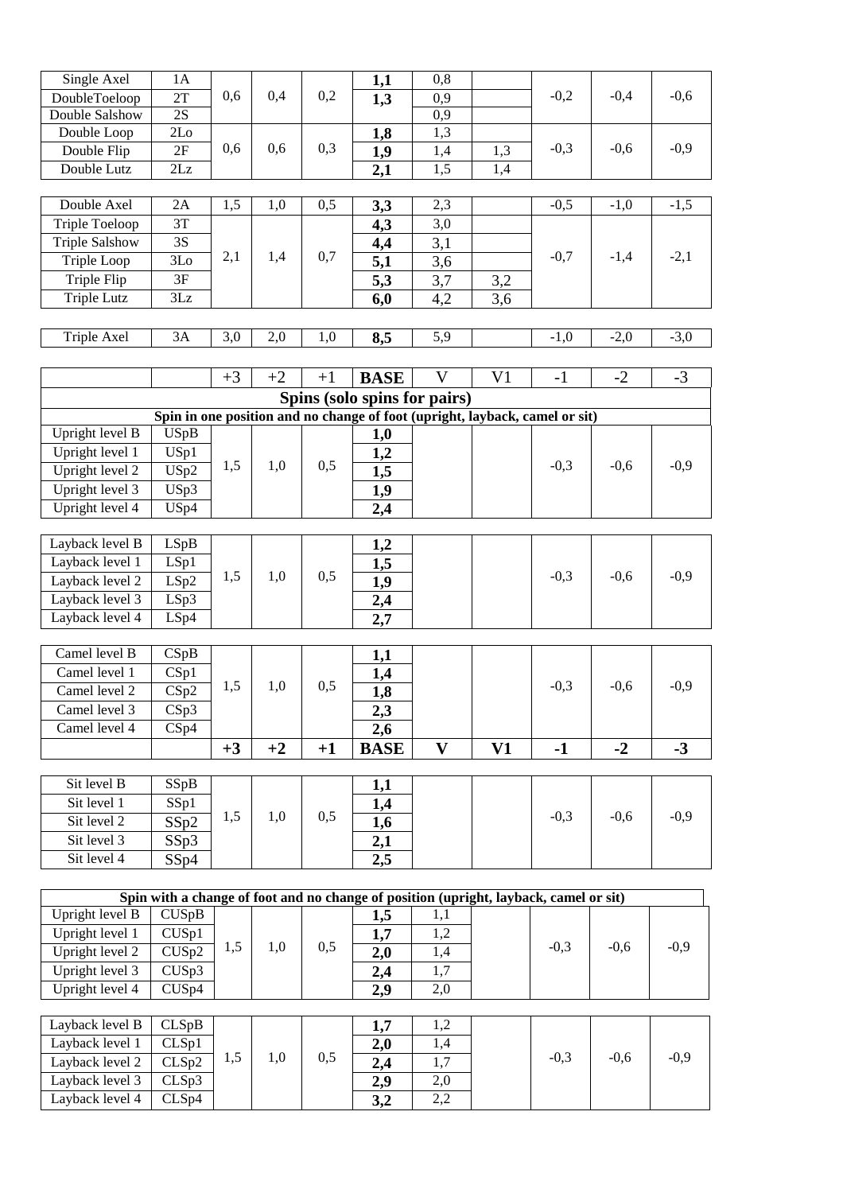| | | +3 | +2 | +1 | BASE | V | V1 | -1 | -2 | -3 |
|---|---|---|---|---|---|---|---|---|---|---|
| Single Axel | 1A | 0,6 | 0,4 | 0,2 | **1,1** | 0,8 | | -0,2 | -0,4 | -0,6 |
| DoubleToeloop | 2T | | | | **1,3** | 0,9 | | | | |
| Double Salshow | 2S | | | | | 0,9 | | | | |
| Double Loop | 2Lo | 0,6 | 0,6 | 0,3 | **1,8** | 1,3 | | -0,3 | -0,6 | -0,9 |
| Double Flip | 2F | | | | **1,9** | 1,4 | 1,3 | | | |
| Double Lutz | 2Lz | | | | **2,1** | 1,5 | 1,4 | | | |
| Double Axel | 2A | 1,5 | 1,0 | 0,5 | **3,3** | 2,3 | | -0,5 | -1,0 | -1,5 |
| Triple Toeloop | 3T | 2,1 | 1,4 | 0,7 | **4,3** | 3,0 | | -0,7 | -1,4 | -2,1 |
| Triple Salshow | 3S | | | | **4,4** | 3,1 | | | | |
| Triple Loop | 3Lo | | | | **5,1** | 3,6 | | | | |
| Triple Flip | 3F | | | | **5,3** | 3,7 | 3,2 | | | |
| Triple Lutz | 3Lz | | | | **6,0** | 4,2 | 3,6 | | | |
| Triple Axel | 3A | 3,0 | 2,0 | 1,0 | **8,5** | 5,9 | | -1,0 | -2,0 | -3,0 |

| | | +3 | +2 | +1 | **BASE** | V | V1 | -1 | -2 | -3 |
|---|---|---|---|---|---|---|---|---|---|---|
| **Spins (solo spins for pairs)** | | | | | | | | | | |
| **Spin in one position and no change of foot (upright, layback, camel or sit)** | | | | | | | | | | |
| Upright level B | USpB | 1,5 | 1,0 | 0,5 | **1,0** | | | -0,3 | -0,6 | -0,9 |
| Upright level 1 | USp1 | | | | **1,2** | | | | | |
| Upright level 2 | USp2 | | | | **1,5** | | | | | |
| Upright level 3 | USp3 | | | | **1,9** | | | | | |
| Upright level 4 | USp4 | | | | **2,4** | | | | | |
| Layback level B | LSpB | 1,5 | 1,0 | 0,5 | **1,2** | | | -0,3 | -0,6 | -0,9 |
| Layback level 1 | LSp1 | | | | **1,5** | | | | | |
| Layback level 2 | LSp2 | | | | **1,9** | | | | | |
| Layback level 3 | LSp3 | | | | **2,4** | | | | | |
| Layback level 4 | LSp4 | | | | **2,7** | | | | | |
| Camel level B | CSpB | 1,5 | 1,0 | 0,5 | **1,1** | | | -0,3 | -0,6 | -0,9 |
| Camel level 1 | CSp1 | | | | **1,4** | | | | | |
| Camel level 2 | CSp2 | | | | **1,8** | | | | | |
| Camel level 3 | CSp3 | | | | **2,3** | | | | | |
| Camel level 4 | CSp4 | | | | **2,6** | | | | | |
| | | **+3** | **+2** | **+1** | **BASE** | **V** | **V1** | **-1** | **-2** | **-3** |
| Sit level B | SSpB | 1,5 | 1,0 | 0,5 | **1,1** | | | -0,3 | -0,6 | -0,9 |
| Sit level 1 | SSp1 | | | | **1,4** | | | | | |
| Sit level 2 | SSp2 | | | | **1,6** | | | | | |
| Sit level 3 | SSp3 | | | | **2,1** | | | | | |
| Sit level 4 | SSp4 | | | | **2,5** | | | | | |
| **Spin with a change of foot and no change of position (upright, layback, camel or sit)** | | | | | | | | | | |
| Upright level B | CUSpB | 1,5 | 1,0 | 0,5 | **1,5** | 1,1 | | -0,3 | -0,6 | -0,9 |
| Upright level 1 | CUSp1 | | | | **1,7** | 1,2 | | | | |
| Upright level 2 | CUSp2 | | | | **2,0** | 1,4 | | | | |
| Upright level 3 | CUSp3 | | | | **2,4** | 1,7 | | | | |
| Upright level 4 | CUSp4 | | | | **2,9** | 2,0 | | | | |
| Layback level B | CLSpB | 1,5 | 1,0 | 0,5 | **1,7** | 1,2 | | -0,3 | -0,6 | -0,9 |
| Layback level 1 | CLSp1 | | | | **2,0** | 1,4 | | | | |
| Layback level 2 | CLSp2 | | | | **2,4** | 1,7 | | | | |
| Layback level 3 | CLSp3 | | | | **2,9** | 2,0 | | | | |
| Layback level 4 | CLSp4 | | | | **3,2** | 2,2 | | | | |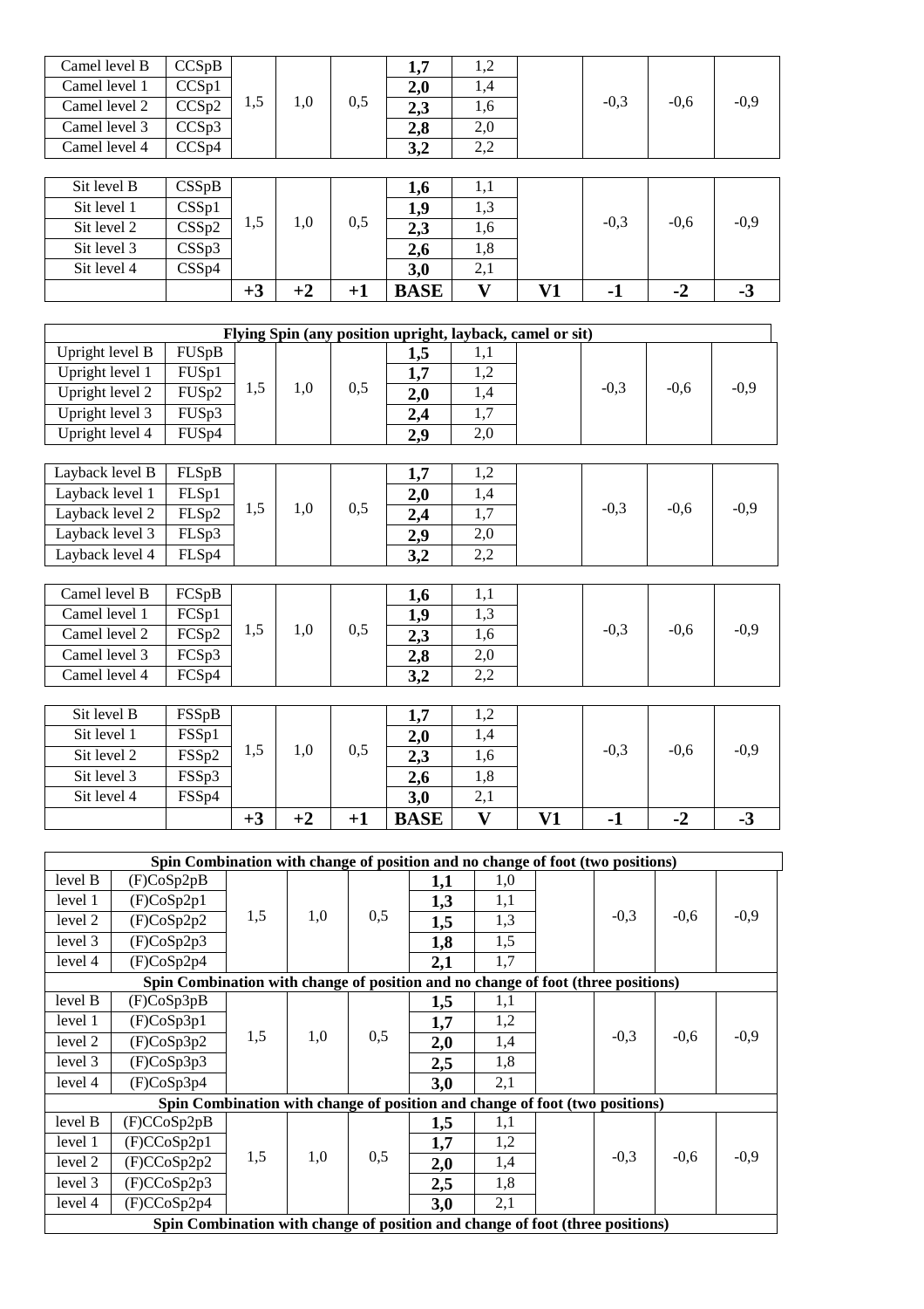| | | +3 | +2 | +1 | BASE | V | V1 | -1 | -2 | -3 |
|---|---|---|---|---|---|---|---|---|---|---|
| Camel level B | CCSpB | 1,5 | 1,0 | 0,5 | **1,7** | 1,2 | | -0,3 | -0,6 | -0,9 |
| Camel level 1 | CCSp1 | | | | **2,0** | 1,4 | | | | |
| Camel level 2 | CCSp2 | | | | **2,3** | 1,6 | | | | |
| Camel level 3 | CCSp3 | | | | **2,8** | 2,0 | | | | |
| Camel level 4 | CCSp4 | | | | **3,2** | 2,2 | | | | |
| Sit level B | CSSpB | 1,5 | 1,0 | 0,5 | **1,6** | 1,1 | | -0,3 | -0,6 | -0,9 |
| Sit level 1 | CSSp1 | | | | **1,9** | 1,3 | | | | |
| Sit level 2 | CSSp2 | | | | **2,3** | 1,6 | | | | |
| Sit level 3 | CSSp3 | | | | **2,6** | 1,8 | | | | |
| Sit level 4 | CSSp4 | | | | **3,0** | 2,1 | | | | |
| | | **+3** | **+2** | **+1** | **BASE** | **V** | **V1** | **-1** | **-2** | **-3** |

| | | +3 | +2 | +1 | BASE | V | V1 | -1 | -2 | -3 |
|---|---|---|---|---|---|---|---|---|---|---|
| **Flying Spin (any position upright, layback, camel or sit)** | | | | | | | | | | |
| Upright level B | FUSpB | 1,5 | 1,0 | 0,5 | **1,5** | 1,1 | | -0,3 | -0,6 | -0,9 |
| Upright level 1 | FUSp1 | | | | **1,7** | 1,2 | | | | |
| Upright level 2 | FUSp2 | | | | **2,0** | 1,4 | | | | |
| Upright level 3 | FUSp3 | | | | **2,4** | 1,7 | | | | |
| Upright level 4 | FUSp4 | | | | **2,9** | 2,0 | | | | |
| Layback level B | FLSpB | 1,5 | 1,0 | 0,5 | **1,7** | 1,2 | | -0,3 | -0,6 | -0,9 |
| Layback level 1 | FLSp1 | | | | **2,0** | 1,4 | | | | |
| Layback level 2 | FLSp2 | | | | **2,4** | 1,7 | | | | |
| Layback level 3 | FLSp3 | | | | **2,9** | 2,0 | | | | |
| Layback level 4 | FLSp4 | | | | **3,2** | 2,2 | | | | |
| Camel level B | FCSpB | 1,5 | 1,0 | 0,5 | **1,6** | 1,1 | | -0,3 | -0,6 | -0,9 |
| Camel level 1 | FCSp1 | | | | **1,9** | 1,3 | | | | |
| Camel level 2 | FCSp2 | | | | **2,3** | 1,6 | | | | |
| Camel level 3 | FCSp3 | | | | **2,8** | 2,0 | | | | |
| Camel level 4 | FCSp4 | | | | **3,2** | 2,2 | | | | |
| Sit level B | FSSpB | 1,5 | 1,0 | 0,5 | **1,7** | 1,2 | | -0,3 | -0,6 | -0,9 |
| Sit level 1 | FSSp1 | | | | **2,0** | 1,4 | | | | |
| Sit level 2 | FSSp2 | | | | **2,3** | 1,6 | | | | |
| Sit level 3 | FSSp3 | | | | **2,6** | 1,8 | | | | |
| Sit level 4 | FSSp4 | | | | **3,0** | 2,1 | | | | |
| | | **+3** | **+2** | **+1** | **BASE** | **V** | **V1** | **-1** | **-2** | **-3** |

| | | +3 | +2 | +1 | BASE | V | V1 | -1 | -2 | -3 |
|---|---|---|---|---|---|---|---|---|---|---|
| **Spin Combination with change of position and no change of foot (two positions)** | | | | | | | | | | |
| level B | (F)CoSp2pB | 1,5 | 1,0 | 0,5 | **1,1** | 1,0 | | -0,3 | -0,6 | -0,9 |
| level 1 | (F)CoSp2p1 | | | | **1,3** | 1,1 | | | | |
| level 2 | (F)CoSp2p2 | | | | **1,5** | 1,3 | | | | |
| level 3 | (F)CoSp2p3 | | | | **1,8** | 1,5 | | | | |
| level 4 | (F)CoSp2p4 | | | | **2,1** | 1,7 | | | | |
| **Spin Combination with change of position and no change of foot (three positions)** | | | | | | | | | | |
| level B | (F)CoSp3pB | 1,5 | 1,0 | 0,5 | **1,5** | 1,1 | | -0,3 | -0,6 | -0,9 |
| level 1 | (F)CoSp3p1 | | | | **1,7** | 1,2 | | | | |
| level 2 | (F)CoSp3p2 | | | | **2,0** | 1,4 | | | | |
| level 3 | (F)CoSp3p3 | | | | **2,5** | 1,8 | | | | |
| level 4 | (F)CoSp3p4 | | | | **3,0** | 2,1 | | | | |
| **Spin Combination with change of position and change of foot (two positions)** | | | | | | | | | | |
| level B | (F)CCoSp2pB | 1,5 | 1,0 | 0,5 | **1,5** | 1,1 | | -0,3 | -0,6 | -0,9 |
| level 1 | (F)CCoSp2p1 | | | | **1,7** | 1,2 | | | | |
| level 2 | (F)CCoSp2p2 | | | | **2,0** | 1,4 | | | | |
| level 3 | (F)CCoSp2p3 | | | | **2,5** | 1,8 | | | | |
| level 4 | (F)CCoSp2p4 | | | | **3,0** | 2,1 | | | | |
| **Spin Combination with change of position and change of foot (three positions)** | | | | | | | | | | |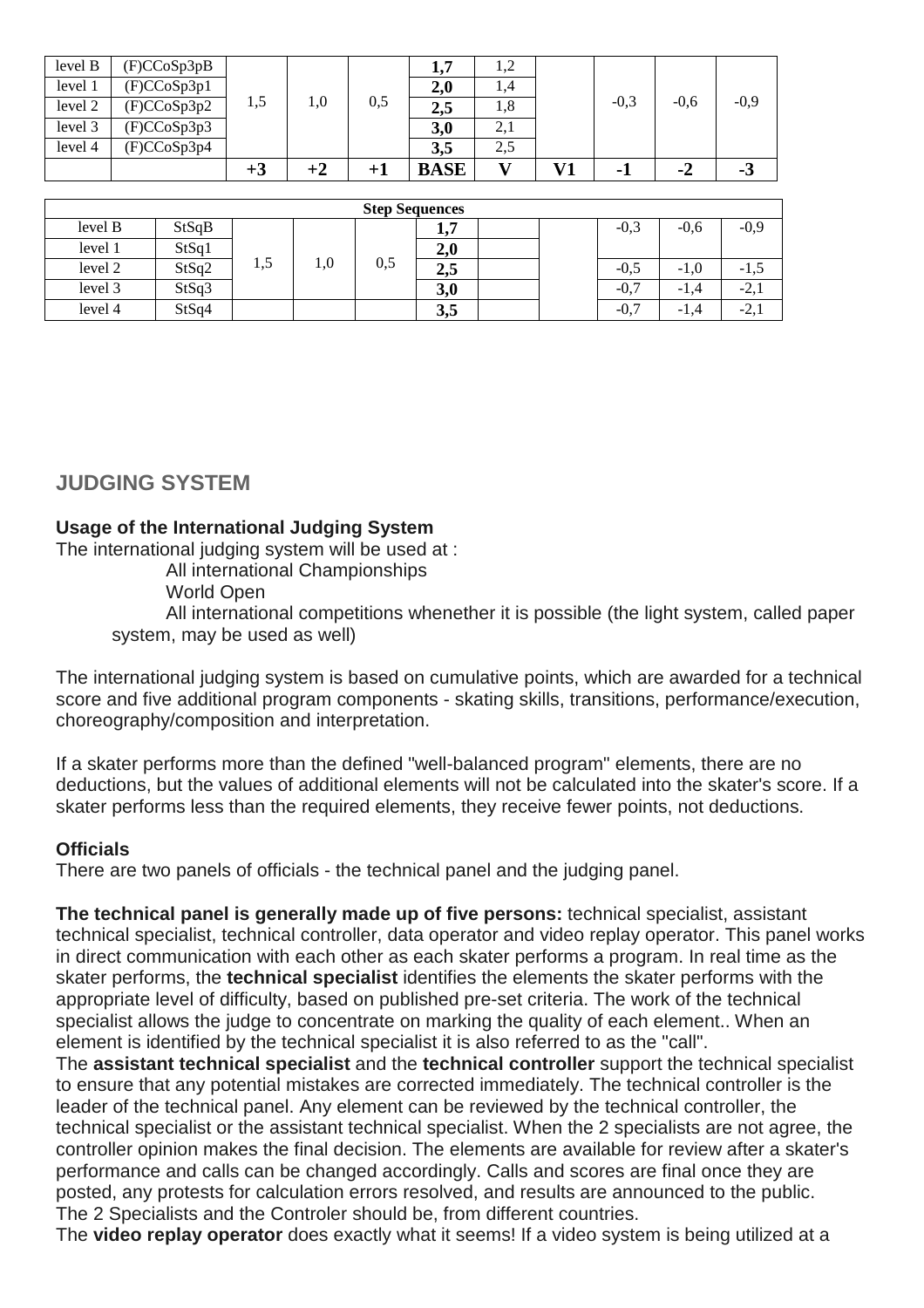| level B | (F)CCoSp3pB | | | | 1,7 | 1,2 | | | | |
|---|---|---|---|---|---|---|---|---|---|---|
| level 1 | (F)CCoSp3p1 | | | | 2,0 | 1,4 | | | | |
| level 2 | (F)CCoSp3p2 | 1,5 | 1,0 | 0,5 | 2,5 | 1,8 | | -0,3 | -0,6 | -0,9 |
| level 3 | (F)CCoSp3p3 | | | | 3,0 | 2,1 | | | | |
| level 4 | (F)CCoSp3p4 | | | | 3,5 | 2,5 | | | | |
| | | **+3** | **+2** | **+1** | **BASE** | **V** | **V1** | **-1** | **-2** | **-3** |

| **Step Sequences** | | | | | | | | | | |
|---|---|---|---|---|---|---|---|---|---|---|
| level B | StSqB | | | | 1,7 | | | -0,3 | -0,6 | -0,9 |
| level 1 | StSq1 | | | | 2,0 | | | | | |
| level 2 | StSq2 | 1,5 | 1,0 | 0,5 | 2,5 | | | -0,5 | -1,0 | -1,5 |
| level 3 | StSq3 | | | | 3,0 | | | -0,7 | -1,4 | -2,1 |
| level 4 | StSq4 | | | | 3,5 | | | -0,7 | -1,4 | -2,1 |

## JUDGING SYSTEM

### Usage of the International Judging System

The international judging system will be used at :

All international Championships

World Open

All international competitions whenether it is possible (the light system, called paper system, may be used as well)

The international judging system is based on cumulative points, which are awarded for a technical score and five additional program components - skating skills, transitions, performance/execution, choreography/composition and interpretation.

If a skater performs more than the defined "well-balanced program" elements, there are no deductions, but the values of additional elements will not be calculated into the skater's score. If a skater performs less than the required elements, they receive fewer points, not deductions.

### Officials

There are two panels of officials - the technical panel and the judging panel.

**The technical panel is generally made up of five persons:** technical specialist, assistant technical specialist, technical controller, data operator and video replay operator. This panel works in direct communication with each other as each skater performs a program. In real time as the skater performs, the **technical specialist** identifies the elements the skater performs with the appropriate level of difficulty, based on published pre-set criteria. The work of the technical specialist allows the judge to concentrate on marking the quality of each element.. When an element is identified by the technical specialist it is also referred to as the "call".

The **assistant technical specialist** and the **technical controller** support the technical specialist to ensure that any potential mistakes are corrected immediately. The technical controller is the leader of the technical panel. Any element can be reviewed by the technical controller, the technical specialist or the assistant technical specialist. When the 2 specialists are not agree, the controller opinion makes the final decision. The elements are available for review after a skater's performance and calls can be changed accordingly. Calls and scores are final once they are posted, any protests for calculation errors resolved, and results are announced to the public.

The 2 Specialists and the Controler should be, from different countries.

The **video replay operator** does exactly what it seems! If a video system is being utilized at a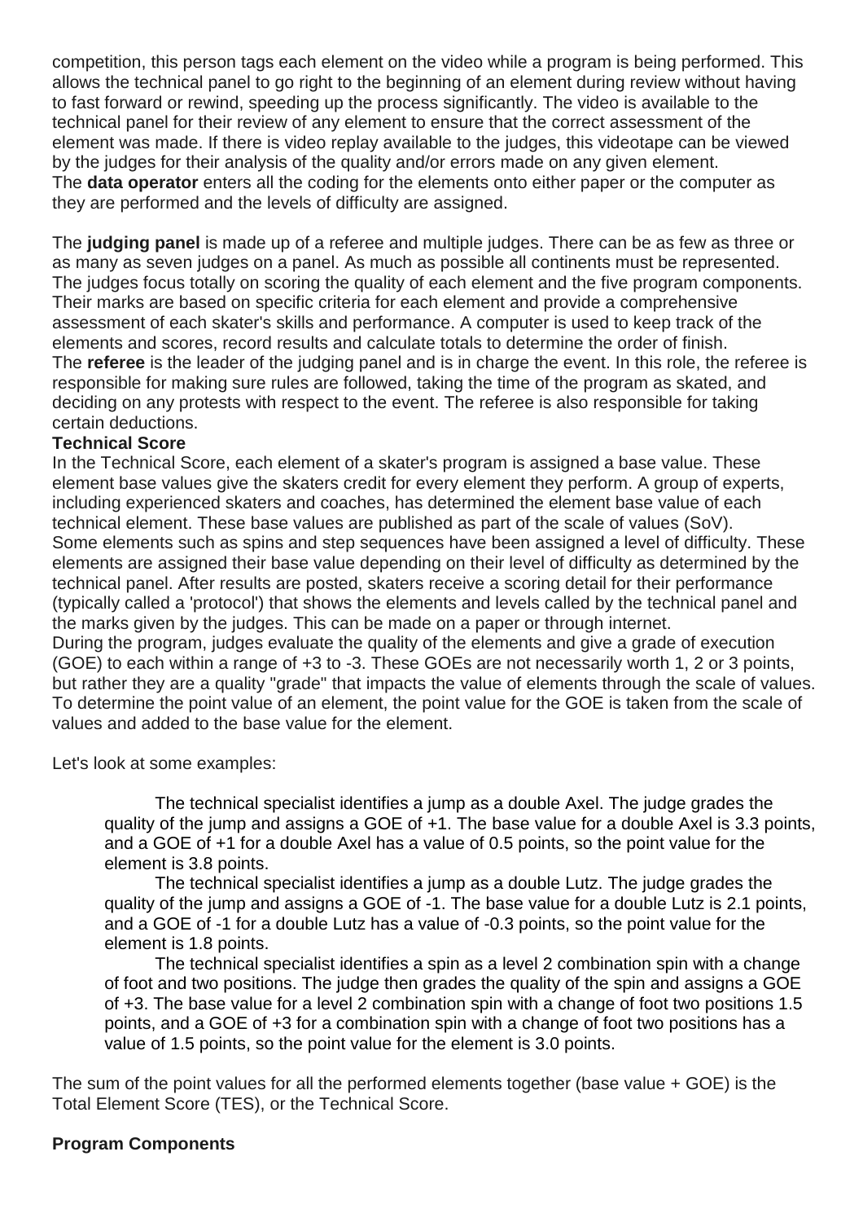competition, this person tags each element on the video while a program is being performed. This allows the technical panel to go right to the beginning of an element during review without having to fast forward or rewind, speeding up the process significantly. The video is available to the technical panel for their review of any element to ensure that the correct assessment of the element was made. If there is video replay available to the judges, this videotape can be viewed by the judges for their analysis of the quality and/or errors made on any given element.
The **data operator** enters all the coding for the elements onto either paper or the computer as they are performed and the levels of difficulty are assigned.

The **judging panel** is made up of a referee and multiple judges. There can be as few as three or as many as seven judges on a panel. As much as possible all continents must be represented. The judges focus totally on scoring the quality of each element and the five program components. Their marks are based on specific criteria for each element and provide a comprehensive assessment of each skater's skills and performance. A computer is used to keep track of the elements and scores, record results and calculate totals to determine the order of finish.
The **referee** is the leader of the judging panel and is in charge the event. In this role, the referee is responsible for making sure rules are followed, taking the time of the program as skated, and deciding on any protests with respect to the event. The referee is also responsible for taking certain deductions.

**Technical Score**

In the Technical Score, each element of a skater's program is assigned a base value. These element base values give the skaters credit for every element they perform. A group of experts, including experienced skaters and coaches, has determined the element base value of each technical element. These base values are published as part of the scale of values (SoV).
Some elements such as spins and step sequences have been assigned a level of difficulty. These elements are assigned their base value depending on their level of difficulty as determined by the technical panel. After results are posted, skaters receive a scoring detail for their performance (typically called a 'protocol') that shows the elements and levels called by the technical panel and the marks given by the judges. This can be made on a paper or through internet.
During the program, judges evaluate the quality of the elements and give a grade of execution (GOE) to each within a range of +3 to -3. These GOEs are not necessarily worth 1, 2 or 3 points, but rather they are a quality "grade" that impacts the value of elements through the scale of values. To determine the point value of an element, the point value for the GOE is taken from the scale of values and added to the base value for the element.

Let's look at some examples:

> The technical specialist identifies a jump as a double Axel. The judge grades the quality of the jump and assigns a GOE of +1. The base value for a double Axel is 3.3 points, and a GOE of +1 for a double Axel has a value of 0.5 points, so the point value for the element is 3.8 points.
>
> The technical specialist identifies a jump as a double Lutz. The judge grades the quality of the jump and assigns a GOE of -1. The base value for a double Lutz is 2.1 points, and a GOE of -1 for a double Lutz has a value of -0.3 points, so the point value for the element is 1.8 points.
>
> The technical specialist identifies a spin as a level 2 combination spin with a change of foot and two positions. The judge then grades the quality of the spin and assigns a GOE of +3. The base value for a level 2 combination spin with a change of foot two positions 1.5 points, and a GOE of +3 for a combination spin with a change of foot two positions has a value of 1.5 points, so the point value for the element is 3.0 points.

The sum of the point values for all the performed elements together (base value + GOE) is the Total Element Score (TES), or the Technical Score.

**Program Components**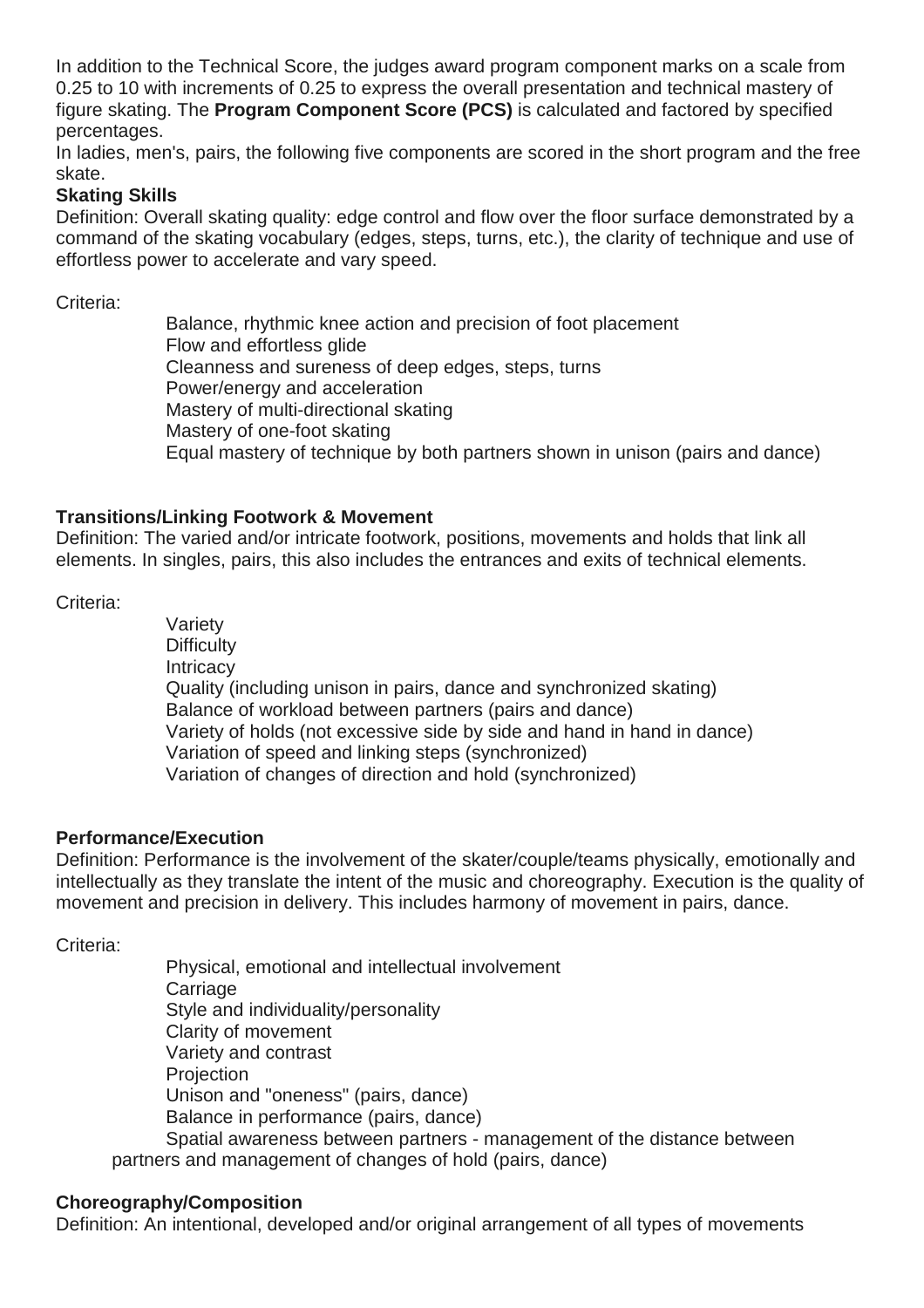In addition to the Technical Score, the judges award program component marks on a scale from 0.25 to 10 with increments of 0.25 to express the overall presentation and technical mastery of figure skating. The **Program Component Score (PCS)** is calculated and factored by specified percentages.

In ladies, men's, pairs, the following five components are scored in the short program and the free skate.

**Skating Skills**

Definition: Overall skating quality: edge control and flow over the floor surface demonstrated by a command of the skating vocabulary (edges, steps, turns, etc.), the clarity of technique and use of effortless power to accelerate and vary speed.

Criteria:

- Balance, rhythmic knee action and precision of foot placement
- Flow and effortless glide
- Cleanness and sureness of deep edges, steps, turns
- Power/energy and acceleration
- Mastery of multi-directional skating
- Mastery of one-foot skating
- Equal mastery of technique by both partners shown in unison (pairs and dance)

**Transitions/Linking Footwork & Movement**

Definition: The varied and/or intricate footwork, positions, movements and holds that link all elements. In singles, pairs, this also includes the entrances and exits of technical elements.

Criteria:

- Variety
- Difficulty
- Intricacy
- Quality (including unison in pairs, dance and synchronized skating)
- Balance of workload between partners (pairs and dance)
- Variety of holds (not excessive side by side and hand in hand in dance)
- Variation of speed and linking steps (synchronized)
- Variation of changes of direction and hold (synchronized)

**Performance/Execution**

Definition: Performance is the involvement of the skater/couple/teams physically, emotionally and intellectually as they translate the intent of the music and choreography. Execution is the quality of movement and precision in delivery. This includes harmony of movement in pairs, dance.

Criteria:

- Physical, emotional and intellectual involvement
- Carriage
- Style and individuality/personality
- Clarity of movement
- Variety and contrast
- Projection
- Unison and "oneness" (pairs, dance)
- Balance in performance (pairs, dance)
- Spatial awareness between partners - management of the distance between partners and management of changes of hold (pairs, dance)

**Choreography/Composition**

Definition: An intentional, developed and/or original arrangement of all types of movements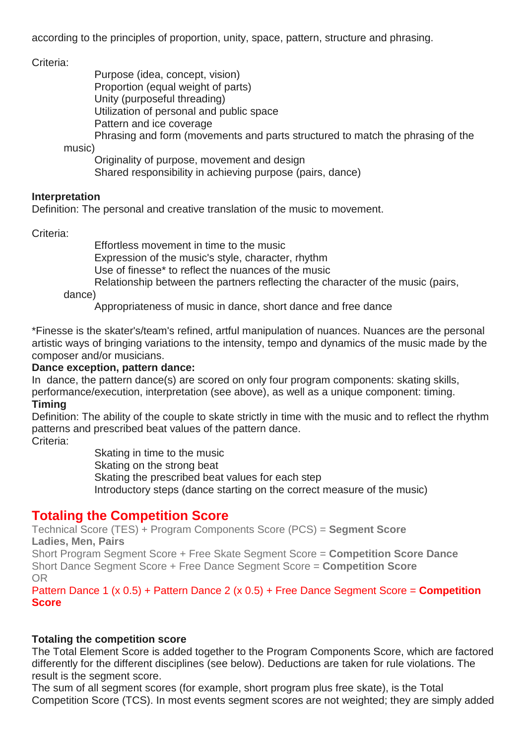according to the principles of proportion, unity, space, pattern, structure and phrasing.

Criteria:

- Purpose (idea, concept, vision)
- Proportion (equal weight of parts)
- Unity (purposeful threading)
- Utilization of personal and public space
- Pattern and ice coverage
- Phrasing and form (movements and parts structured to match the phrasing of the music)
- Originality of purpose, movement and design
- Shared responsibility in achieving purpose (pairs, dance)

**Interpretation**
Definition: The personal and creative translation of the music to movement.

Criteria:

- Effortless movement in time to the music
- Expression of the music's style, character, rhythm
- Use of finesse* to reflect the nuances of the music
- Relationship between the partners reflecting the character of the music (pairs, dance)
- Appropriateness of music in dance, short dance and free dance

*Finesse is the skater's/team's refined, artful manipulation of nuances. Nuances are the personal artistic ways of bringing variations to the intensity, tempo and dynamics of the music made by the composer and/or musicians.

**Dance exception, pattern dance:**
In dance, the pattern dance(s) are scored on only four program components: skating skills, performance/execution, interpretation (see above), as well as a unique component: timing.

**Timing**
Definition: The ability of the couple to skate strictly in time with the music and to reflect the rhythm patterns and prescribed beat values of the pattern dance.
Criteria:

- Skating in time to the music
- Skating on the strong beat
- Skating the prescribed beat values for each step
- Introductory steps (dance starting on the correct measure of the music)

## Totaling the Competition Score

Technical Score (TES) + Program Components Score (PCS) = **Segment Score**
**Ladies, Men, Pairs**
Short Program Segment Score + Free Skate Segment Score = **Competition Score Dance**
Short Dance Segment Score + Free Dance Segment Score = **Competition Score**
OR
Pattern Dance 1 (x 0.5) + Pattern Dance 2 (x 0.5) + Free Dance Segment Score = **Competition Score**

**Totaling the competition score**
The Total Element Score is added together to the Program Components Score, which are factored differently for the different disciplines (see below). Deductions are taken for rule violations. The result is the segment score.
The sum of all segment scores (for example, short program plus free skate), is the Total Competition Score (TCS). In most events segment scores are not weighted; they are simply added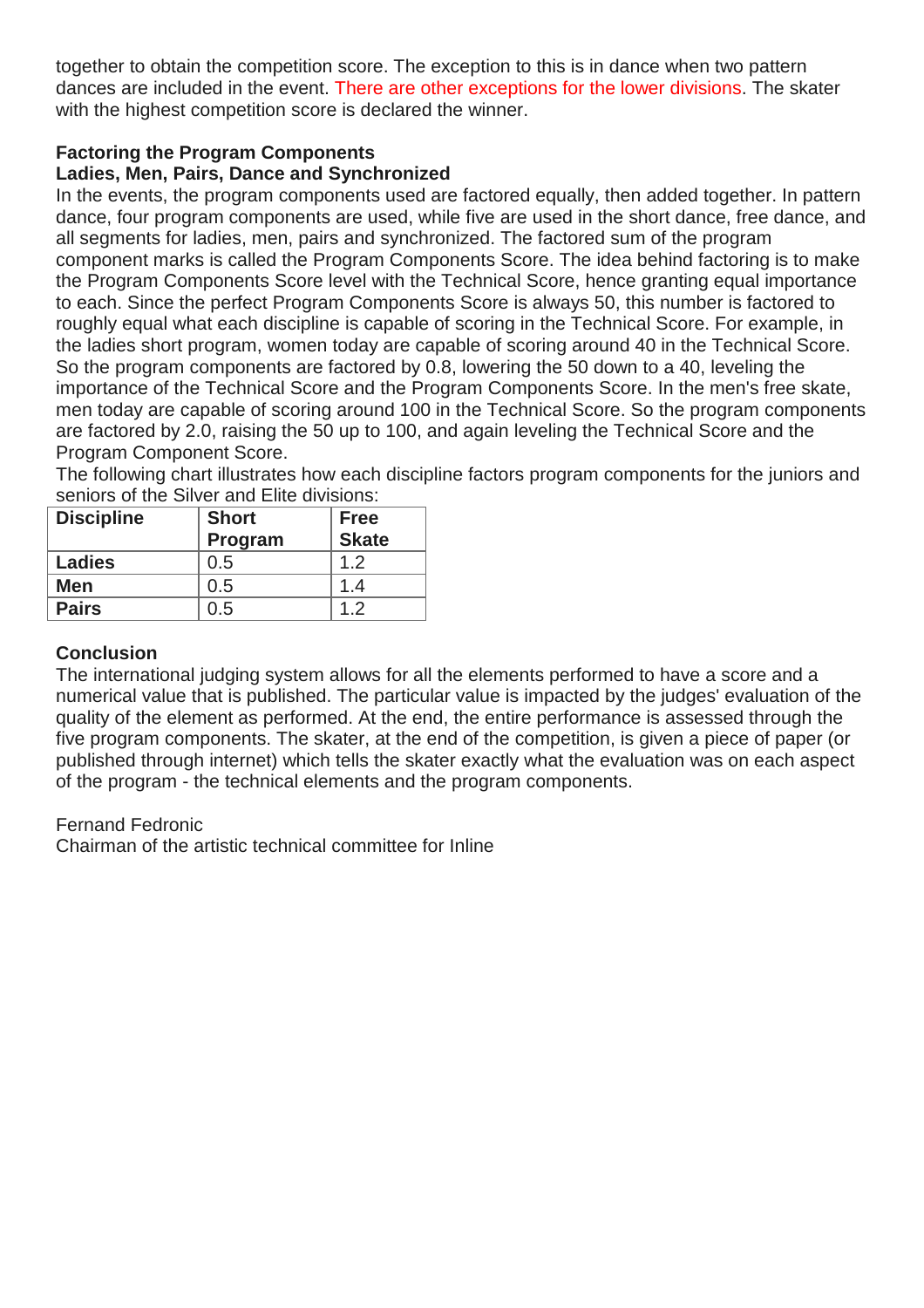together to obtain the competition score. The exception to this is in dance when two pattern dances are included in the event. There are other exceptions for the lower divisions. The skater with the highest competition score is declared the winner.

**Factoring the Program Components**
**Ladies, Men, Pairs, Dance and Synchronized**

In the events, the program components used are factored equally, then added together. In pattern dance, four program components are used, while five are used in the short dance, free dance, and all segments for ladies, men, pairs and synchronized. The factored sum of the program component marks is called the Program Components Score. The idea behind factoring is to make the Program Components Score level with the Technical Score, hence granting equal importance to each. Since the perfect Program Components Score is always 50, this number is factored to roughly equal what each discipline is capable of scoring in the Technical Score. For example, in the ladies short program, women today are capable of scoring around 40 in the Technical Score. So the program components are factored by 0.8, lowering the 50 down to a 40, leveling the importance of the Technical Score and the Program Components Score. In the men's free skate, men today are capable of scoring around 100 in the Technical Score. So the program components are factored by 2.0, raising the 50 up to 100, and again leveling the Technical Score and the Program Component Score.

The following chart illustrates how each discipline factors program components for the juniors and seniors of the Silver and Elite divisions:

| Discipline | Short Program | Free Skate |
|---|---|---|
| **Ladies** | 0.5 | 1.2 |
| **Men** | 0.5 | 1.4 |
| **Pairs** | 0.5 | 1.2 |

**Conclusion**

The international judging system allows for all the elements performed to have a score and a numerical value that is published. The particular value is impacted by the judges' evaluation of the quality of the element as performed. At the end, the entire performance is assessed through the five program components. The skater, at the end of the competition, is given a piece of paper (or published through internet) which tells the skater exactly what the evaluation was on each aspect of the program - the technical elements and the program components.

Fernand Fedronic
Chairman of the artistic technical committee for Inline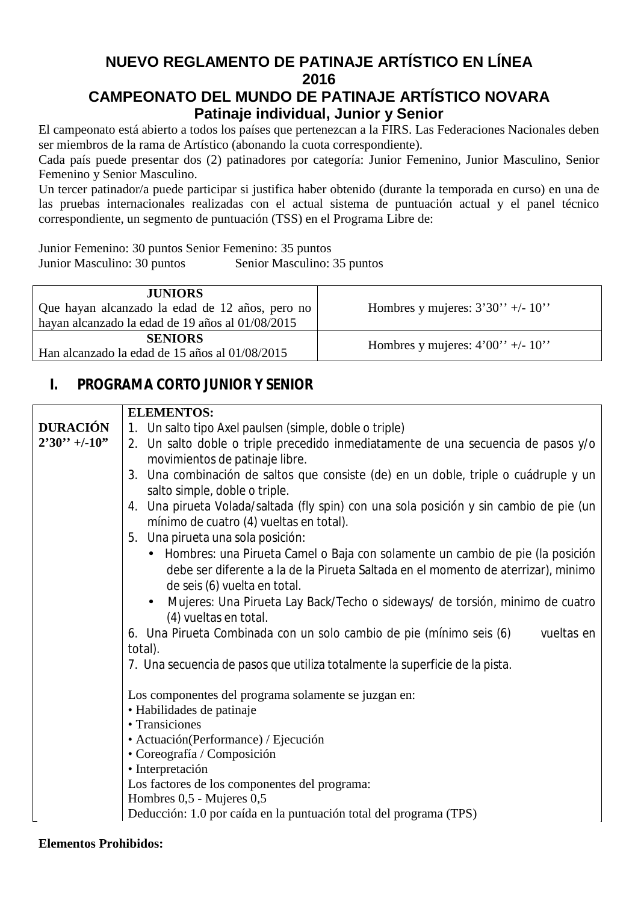# NUEVO REGLAMENTO DE PATINAJE ARTÍSTICO EN LÍNEA 2016

## CAMPEONATO DEL MUNDO DE PATINAJE ARTÍSTICO NOVARA

### Patinaje individual, Junior y Senior

El campeonato está abierto a todos los países que pertenezcan a la FIRS. Las Federaciones Nacionales deben ser miembros de la rama de Artístico (abonando la cuota correspondiente).

Cada país puede presentar dos (2) patinadores por categoría: Junior Femenino, Junior Masculino, Senior Femenino y Senior Masculino.

Un tercer patinador/a puede participar si justifica haber obtenido (durante la temporada en curso) en una de las pruebas internacionales realizadas con el actual sistema de puntuación actual y el panel técnico correspondiente, un segmento de puntuación (TSS) en el Programa Libre de:

Junior Femenino: 30 puntos Senior Femenino: 35 puntos
Junior Masculino: 30 puntos Senior Masculino: 35 puntos

| | |
|---|---|
| **JUNIORS**<br>Que hayan alcanzado la edad de 12 años, pero no hayan alcanzado la edad de 19 años al 01/08/2015 | Hombres y mujeres: 3'30'' +/- 10'' |
| **SENIORS**<br>Han alcanzado la edad de 15 años al 01/08/2015 | Hombres y mujeres: 4'00'' +/- 10'' |

## I. PROGRAMA CORTO JUNIOR Y SENIOR

| | |
|---|---|
| **DURACIÓN 2'30'' +/-10"** | **ELEMENTOS:**<br>1. Un salto tipo Axel paulsen (simple, doble o triple)<br>2. Un salto doble o triple precedido inmediatamente de una secuencia de pasos y/o movimientos de patinaje libre.<br>3. Una combinación de saltos que consiste (de) en un doble, triple o cuádruple y un salto simple, doble o triple.<br>4. Una pirueta Volada/saltada (fly spin) con una sola posición y sin cambio de pie (un mínimo de cuatro (4) vueltas en total).<br>5. Una pirueta una sola posición:<br>• Hombres: una Pirueta Camel o Baja con solamente un cambio de pie (la posición debe ser diferente a la de la Pirueta Saltada en el momento de aterrizar), minimo de seis (6) vuelta en total.<br>• Mujeres: Una Pirueta Lay Back/Techo o sideways/ de torsión, minimo de cuatro (4) vueltas en total.<br>6. Una Pirueta Combinada con un solo cambio de pie (mínimo seis (6) vueltas en total).<br>7. Una secuencia de pasos que utiliza totalmente la superficie de la pista.<br><br>Los componentes del programa solamente se juzgan en:<br>• Habilidades de patinaje<br>• Transiciones<br>• Actuación(Performance) / Ejecución<br>• Coreografía / Composición<br>• Interpretación<br>Los factores de los componentes del programa:<br>Hombres 0,5 - Mujeres 0,5<br>Deducción: 1.0 por caída en la puntuación total del programa (TPS) |

**Elementos Prohibidos:**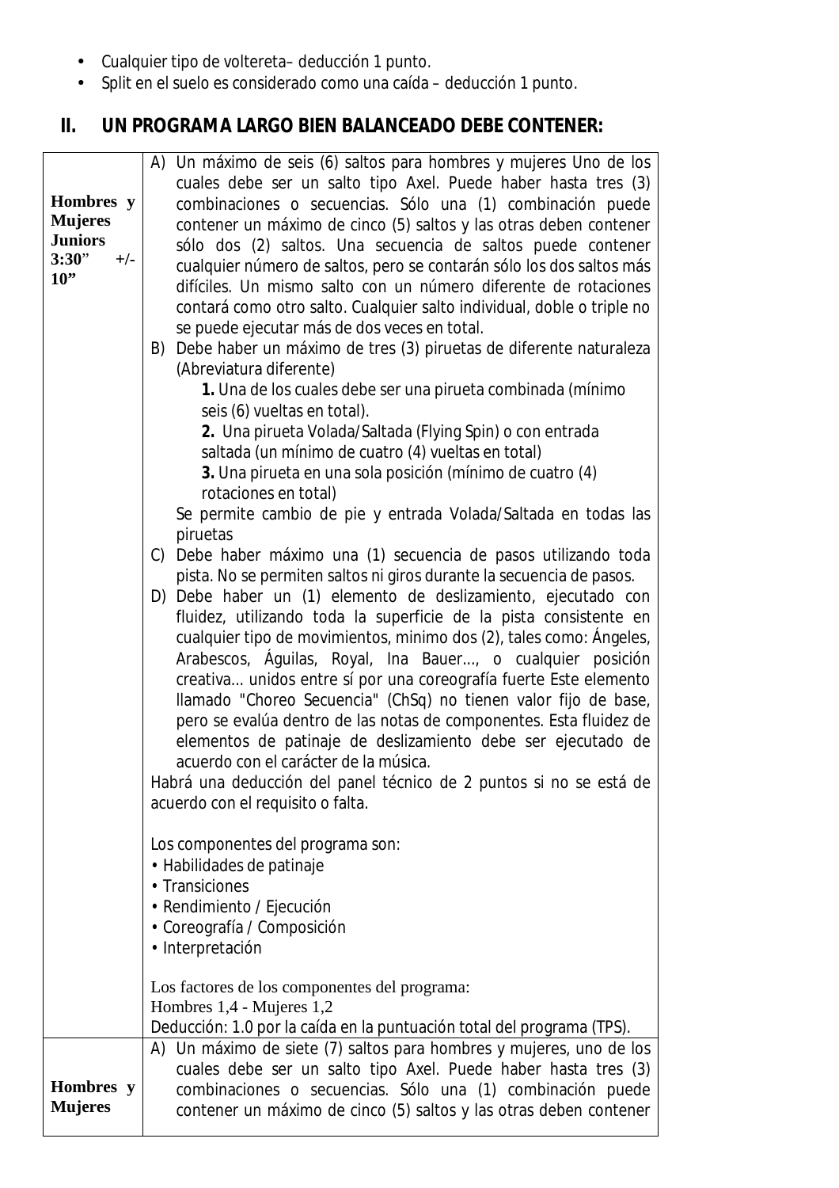- Cualquier tipo de voltereta– deducción 1 punto.
- Split en el suelo es considerado como una caída – deducción 1 punto.

## II. UN PROGRAMA LARGO BIEN BALANCEADO DEBE CONTENER:

| | |
|---|---|
| **Hombres y Mujeres Juniors 3:30" +/- 10"** | A) Un máximo de seis (6) saltos para hombres y mujeres Uno de los cuales debe ser un salto tipo Axel. Puede haber hasta tres (3) combinaciones o secuencias. Sólo una (1) combinación puede contener un máximo de cinco (5) saltos y las otras deben contener sólo dos (2) saltos. Una secuencia de saltos puede contener cualquier número de saltos, pero se contarán sólo los dos saltos más difíciles. Un mismo salto con un número diferente de rotaciones contará como otro salto. Cualquier salto individual, doble o triple no se puede ejecutar más de dos veces en total.<br>B) Debe haber un máximo de tres (3) piruetas de diferente naturaleza (Abreviatura diferente)<br>**1.** Una de los cuales debe ser una pirueta combinada (mínimo seis (6) vueltas en total).<br>**2.** Una pirueta Volada/Saltada (Flying Spin) o con entrada saltada (un mínimo de cuatro (4) vueltas en total)<br>**3.** Una pirueta en una sola posición (mínimo de cuatro (4) rotaciones en total)<br>Se permite cambio de pie y entrada Volada/Saltada en todas las piruetas<br>C) Debe haber máximo una (1) secuencia de pasos utilizando toda pista. No se permiten saltos ni giros durante la secuencia de pasos.<br>D) Debe haber un (1) elemento de deslizamiento, ejecutado con fluidez, utilizando toda la superficie de la pista consistente en cualquier tipo de movimientos, minimo dos (2), tales como: Ángeles, Arabescos, Águilas, Royal, Ina Bauer..., o cualquier posición creativa... unidos entre sí por una coreografía fuerte Este elemento llamado "Choreo Secuencia" (ChSq) no tienen valor fijo de base, pero se evalúa dentro de las notas de componentes. Esta fluidez de elementos de patinaje de deslizamiento debe ser ejecutado de acuerdo con el carácter de la música.<br>Habrá una deducción del panel técnico de 2 puntos si no se está de acuerdo con el requisito o falta.<br><br>Los componentes del programa son:<br>• Habilidades de patinaje<br>• Transiciones<br>• Rendimiento / Ejecución<br>• Coreografía / Composición<br>• Interpretación<br><br>Los factores de los componentes del programa:<br>Hombres 1,4 - Mujeres 1,2<br>Deducción: 1.0 por la caída en la puntuación total del programa (TPS). |
| **Hombres y Mujeres** | A) Un máximo de siete (7) saltos para hombres y mujeres, uno de los cuales debe ser un salto tipo Axel. Puede haber hasta tres (3) combinaciones o secuencias. Sólo una (1) combinación puede contener un máximo de cinco (5) saltos y las otras deben contener |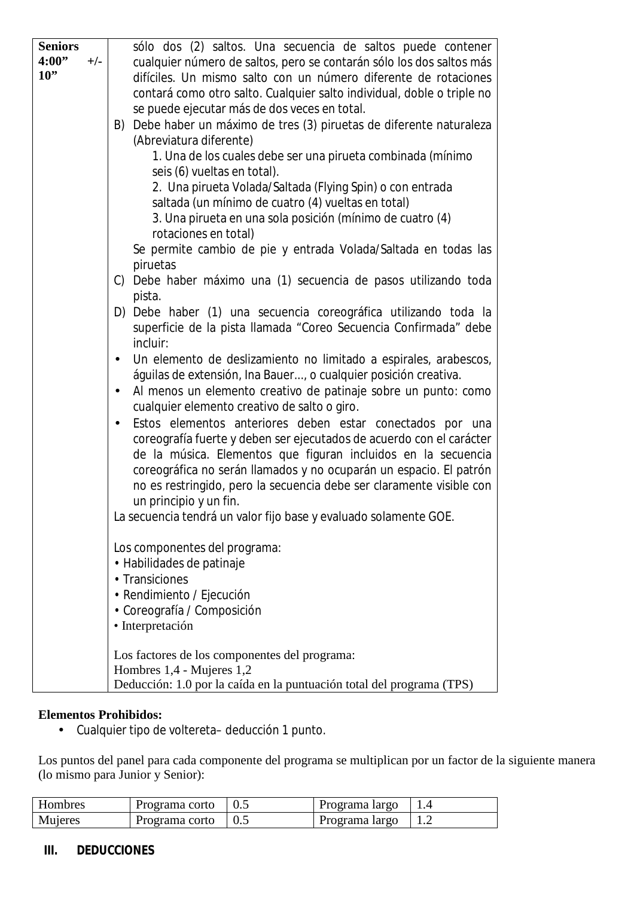| Seniors 4:00" +/- 10" | sólo dos (2) saltos. Una secuencia de saltos puede contener cualquier número de saltos, pero se contarán sólo los dos saltos más difíciles. Un mismo salto con un número diferente de rotaciones contará como otro salto. Cualquier salto individual, doble o triple no se puede ejecutar más de dos veces en total.<br>B) Debe haber un máximo de tres (3) piruetas de diferente naturaleza (Abreviatura diferente)<br>1. Una de los cuales debe ser una pirueta combinada (mínimo seis (6) vueltas en total).<br>2. Una pirueta Volada/Saltada (Flying Spin) o con entrada saltada (un mínimo de cuatro (4) vueltas en total)<br>3. Una pirueta en una sola posición (mínimo de cuatro (4) rotaciones en total)<br>Se permite cambio de pie y entrada Volada/Saltada en todas las piruetas<br>C) Debe haber máximo una (1) secuencia de pasos utilizando toda pista.<br>D) Debe haber (1) una secuencia coreográfica utilizando toda la superficie de la pista llamada "Coreo Secuencia Confirmada" debe incluir:<br>• Un elemento de deslizamiento no limitado a espirales, arabescos, águilas de extensión, Ina Bauer..., o cualquier posición creativa.<br>• Al menos un elemento creativo de patinaje sobre un punto: como cualquier elemento creativo de salto o giro.<br>• Estos elementos anteriores deben estar conectados por una coreografía fuerte y deben ser ejecutados de acuerdo con el carácter de la música. Elementos que figuran incluidos en la secuencia coreográfica no serán llamados y no ocuparán un espacio. El patrón no es restringido, pero la secuencia debe ser claramente visible con un principio y un fin.<br>La secuencia tendrá un valor fijo base y evaluado solamente GOE.<br><br>Los componentes del programa:<br>• Habilidades de patinaje<br>• Transiciones<br>• Rendimiento / Ejecución<br>• Coreografía / Composición<br>• Interpretación<br><br>Los factores de los componentes del programa:<br>Hombres 1,4 - Mujeres 1,2<br>Deducción: 1.0 por la caída en la puntuación total del programa (TPS) |
|---|---|

**Elementos Prohibidos:**

- Cualquier tipo de voltereta– deducción 1 punto.

Los puntos del panel para cada componente del programa se multiplican por un factor de la siguiente manera (lo mismo para Junior y Senior):

| Hombres | Programa corto | 0.5 | Programa largo | 1.4 |
|---|---|---|---|---|
| Mujeres | Programa corto | 0.5 | Programa largo | 1.2 |

## III. DEDUCCIONES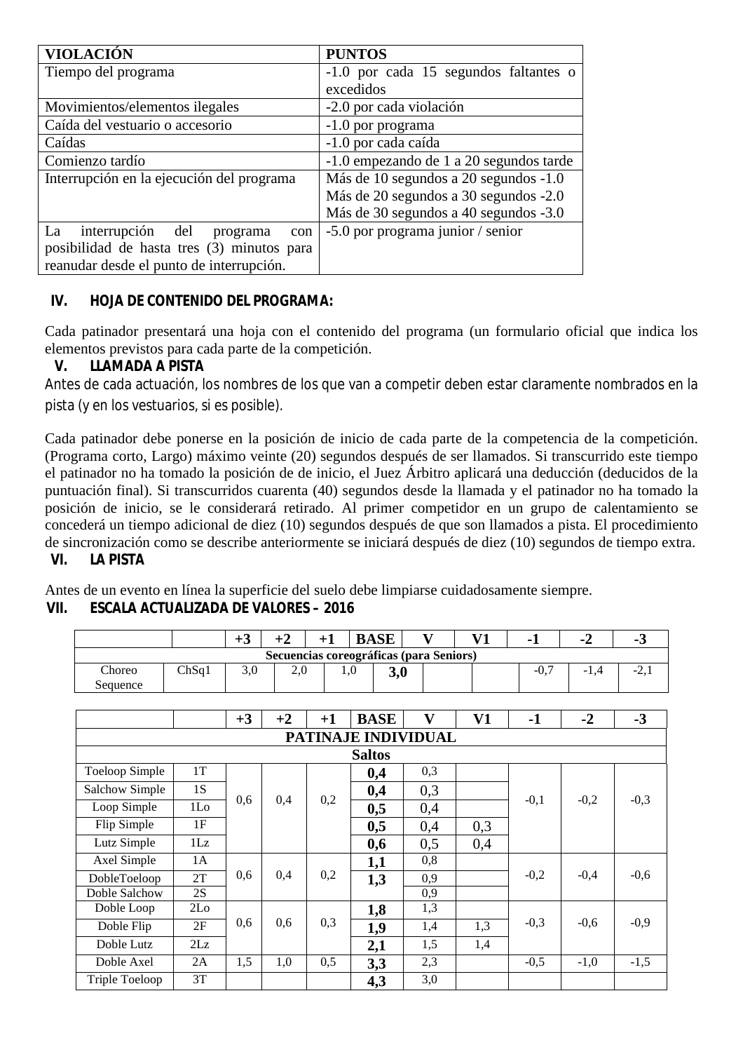| VIOLACIÓN | PUNTOS |
|---|---|
| Tiempo del programa | -1.0 por cada 15 segundos faltantes o excedidos |
| Movimientos/elementos ilegales | -2.0 por cada violación |
| Caída del vestuario o accesorio | -1.0 por programa |
| Caídas | -1.0 por cada caída |
| Comienzo tardío | -1.0 empezando de 1 a 20 segundos tarde |
| Interrupción en la ejecución del programa | Más de 10 segundos a 20 segundos -1.0<br>Más de 20 segundos a 30 segundos -2.0<br>Más de 30 segundos a 40 segundos -3.0 |
| La interrupción del programa con posibilidad de hasta tres (3) minutos para reanudar desde el punto de interrupción. | -5.0 por programa junior / senior |

## IV. HOJA DE CONTENIDO DEL PROGRAMA:

Cada patinador presentará una hoja con el contenido del programa (un formulario oficial que indica los elementos previstos para cada parte de la competición.

## V. LLAMADA A PISTA

Antes de cada actuación, los nombres de los que van a competir deben estar claramente nombrados en la pista (y en los vestuarios, si es posible).

Cada patinador debe ponerse en la posición de inicio de cada parte de la competencia de la competición. (Programa corto, Largo) máximo veinte (20) segundos después de ser llamados. Si transcurrido este tiempo el patinador no ha tomado la posición de de inicio, el Juez Árbitro aplicará una deducción (deducidos de la puntuación final). Si transcurridos cuarenta (40) segundos desde la llamada y el patinador no ha tomado la posición de inicio, se le considerará retirado. Al primer competidor en un grupo de calentamiento se concederá un tiempo adicional de diez (10) segundos después de que son llamados a pista. El procedimiento de sincronización como se describe anteriormente se iniciará después de diez (10) segundos de tiempo extra.

## VI. LA PISTA

Antes de un evento en línea la superficie del suelo debe limpiarse cuidadosamente siempre.

## VII. ESCALA ACTUALIZADA DE VALORES – 2016

| | | +3 | +2 | +1 | BASE | V | V1 | -1 | -2 | -3 |
|---|---|---|---|---|---|---|---|---|---|---|
| **Secuencias coreográficas (para Seniors)** | | | | | | | | | | |
| Choreo Sequence | ChSq1 | 3,0 | 2,0 | 1,0 | **3,0** | | | -0,7 | -1,4 | -2,1 |

| | | +3 | +2 | +1 | BASE | V | V1 | -1 | -2 | -3 |
|---|---|---|---|---|---|---|---|---|---|---|
| **PATINAJE INDIVIDUAL** | | | | | | | | | | |
| **Saltos** | | | | | | | | | | |
| Toeloop Simple | 1T | 0,6 | 0,4 | 0,2 | **0,4** | 0,3 | | -0,1 | -0,2 | -0,3 |
| Salchow Simple | 1S | | | | **0,4** | 0,3 | | | | |
| Loop Simple | 1Lo | | | | **0,5** | 0,4 | | | | |
| Flip Simple | 1F | | | | **0,5** | 0,4 | 0,3 | | | |
| Lutz Simple | 1Lz | | | | **0,6** | 0,5 | 0,4 | | | |
| Axel Simple | 1A | 0,6 | 0,4 | 0,2 | **1,1** | 0,8 | | -0,2 | -0,4 | -0,6 |
| DobleToeloop | 2T | | | | **1,3** | 0,9 | | | | |
| Doble Salchow | 2S | | | | | 0,9 | | | | |
| Doble Loop | 2Lo | 0,6 | 0,6 | 0,3 | **1,8** | 1,3 | | -0,3 | -0,6 | -0,9 |
| Doble Flip | 2F | | | | **1,9** | 1,4 | 1,3 | | | |
| Doble Lutz | 2Lz | | | | **2,1** | 1,5 | 1,4 | | | |
| Doble Axel | 2A | 1,5 | 1,0 | 0,5 | **3,3** | 2,3 | | -0,5 | -1,0 | -1,5 |
| Triple Toeloop | 3T | | | | **4,3** | 3,0 | | | | |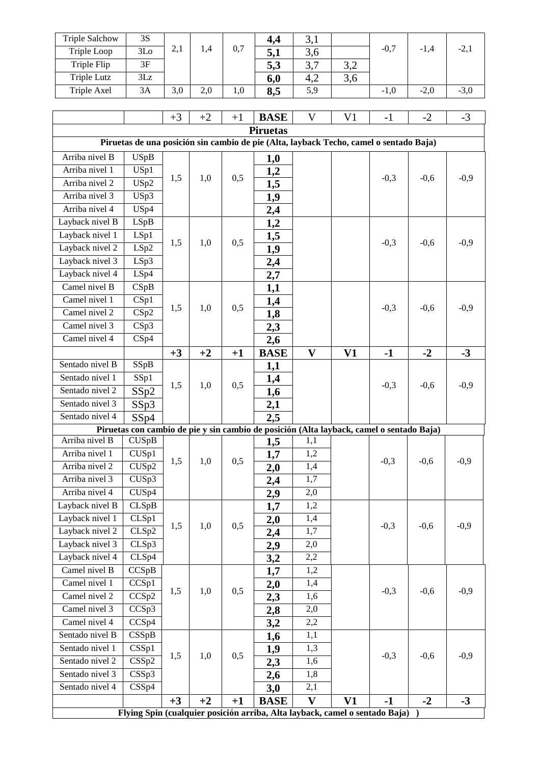| | | | | | | | | | | |
|---|---|---|---|---|---|---|---|---|---|---|
| Triple Salchow | 3S | 2,1 | 1,4 | 0,7 | **4,4** | 3,1 | | -0,7 | -1,4 | -2,1 |
| Triple Loop | 3Lo | | | | **5,1** | 3,6 | | | | |
| Triple Flip | 3F | | | | **5,3** | 3,7 | 3,2 | | | |
| Triple Lutz | 3Lz | | | | **6,0** | 4,2 | 3,6 | | | |
| Triple Axel | 3A | 3,0 | 2,0 | 1,0 | **8,5** | 5,9 | | -1,0 | -2,0 | -3,0 |

| | | +3 | +2 | +1 | **BASE** | V | V1 | -1 | -2 | -3 |
|---|---|---|---|---|---|---|---|---|---|---|
| **Piruetas** | | | | | | | | | | |
| **Piruetas de una posición sin cambio de pie (Alta, layback Techo, camel o sentado Baja)** | | | | | | | | | | |
| Arriba nivel B | USpB | 1,5 | 1,0 | 0,5 | **1,0** | | | -0,3 | -0,6 | -0,9 |
| Arriba nivel 1 | USp1 | | | | **1,2** | | | | | |
| Arriba nivel 2 | USp2 | | | | **1,5** | | | | | |
| Arriba nivel 3 | USp3 | | | | **1,9** | | | | | |
| Arriba nivel 4 | USp4 | | | | **2,4** | | | | | |
| Layback nivel B | LSpB | 1,5 | 1,0 | 0,5 | **1,2** | | | -0,3 | -0,6 | -0,9 |
| Layback nivel 1 | LSp1 | | | | **1,5** | | | | | |
| Layback nivel 2 | LSp2 | | | | **1,9** | | | | | |
| Layback nivel 3 | LSp3 | | | | **2,4** | | | | | |
| Layback nivel 4 | LSp4 | | | | **2,7** | | | | | |
| Camel nivel B | CSpB | 1,5 | 1,0 | 0,5 | **1,1** | | | -0,3 | -0,6 | -0,9 |
| Camel nivel 1 | CSp1 | | | | **1,4** | | | | | |
| Camel nivel 2 | CSp2 | | | | **1,8** | | | | | |
| Camel nivel 3 | CSp3 | | | | **2,3** | | | | | |
| Camel nivel 4 | CSp4 | | | | **2,6** | | | | | |
| | | **+3** | **+2** | **+1** | **BASE** | **V** | **V1** | **-1** | **-2** | **-3** |
| Sentado nivel B | SSpB | 1,5 | 1,0 | 0,5 | **1,1** | | | -0,3 | -0,6 | -0,9 |
| Sentado nivel 1 | SSp1 | | | | **1,4** | | | | | |
| Sentado nivel 2 | SSp2 | | | | **1,6** | | | | | |
| Sentado nivel 3 | SSp3 | | | | **2,1** | | | | | |
| Sentado nivel 4 | SSp4 | | | | **2,5** | | | | | |
| **Piruetas con cambio de pie y sin cambio de posición (Alta layback, camel o sentado Baja)** | | | | | | | | | | |
| Arriba nivel B | CUSpB | 1,5 | 1,0 | 0,5 | **1,5** | 1,1 | | -0,3 | -0,6 | -0,9 |
| Arriba nivel 1 | CUSp1 | | | | **1,7** | 1,2 | | | | |
| Arriba nivel 2 | CUSp2 | | | | **2,0** | 1,4 | | | | |
| Arriba nivel 3 | CUSp3 | | | | **2,4** | 1,7 | | | | |
| Arriba nivel 4 | CUSp4 | | | | **2,9** | 2,0 | | | | |
| Layback nivel B | CLSpB | 1,5 | 1,0 | 0,5 | **1,7** | 1,2 | | -0,3 | -0,6 | -0,9 |
| Layback nivel 1 | CLSp1 | | | | **2,0** | 1,4 | | | | |
| Layback nivel 2 | CLSp2 | | | | **2,4** | 1,7 | | | | |
| Layback nivel 3 | CLSp3 | | | | **2,9** | 2,0 | | | | |
| Layback nivel 4 | CLSp4 | | | | **3,2** | 2,2 | | | | |
| Camel nivel B | CCSpB | 1,5 | 1,0 | 0,5 | **1,7** | 1,2 | | -0,3 | -0,6 | -0,9 |
| Camel nivel 1 | CCSp1 | | | | **2,0** | 1,4 | | | | |
| Camel nivel 2 | CCSp2 | | | | **2,3** | 1,6 | | | | |
| Camel nivel 3 | CCSp3 | | | | **2,8** | 2,0 | | | | |
| Camel nivel 4 | CCSp4 | | | | **3,2** | 2,2 | | | | |
| Sentado nivel B | CSSpB | 1,5 | 1,0 | 0,5 | **1,6** | 1,1 | | -0,3 | -0,6 | -0,9 |
| Sentado nivel 1 | CSSp1 | | | | **1,9** | 1,3 | | | | |
| Sentado nivel 2 | CSSp2 | | | | **2,3** | 1,6 | | | | |
| Sentado nivel 3 | CSSp3 | | | | **2,6** | 1,8 | | | | |
| Sentado nivel 4 | CSSp4 | | | | **3,0** | 2,1 | | | | |
| | | **+3** | **+2** | **+1** | **BASE** | **V** | **V1** | **-1** | **-2** | **-3** |
| **Flying Spin (cualquier posición arriba, Alta layback, camel o sentado Baja) )** | | | | | | | | | | |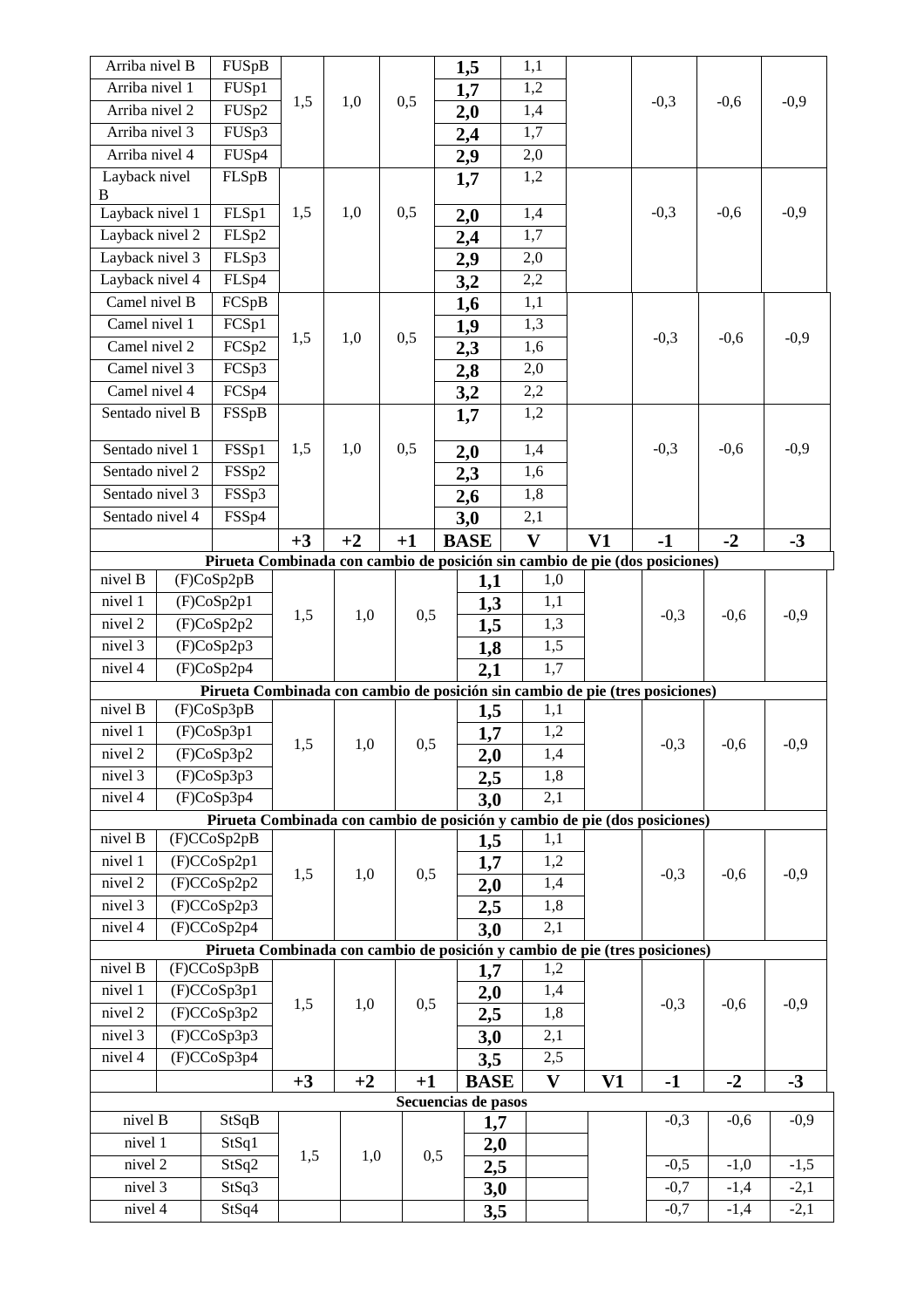| | | +3 | +2 | +1 | BASE | V | V1 | -1 | -2 | -3 |
|---|---|---|---|---|---|---|---|---|---|---|
| Arriba nivel B | FUSpB | 1,5 | 1,0 | 0,5 | **1,5** | 1,1 | | -0,3 | -0,6 | -0,9 |
| Arriba nivel 1 | FUSp1 | | | | **1,7** | 1,2 | | | | |
| Arriba nivel 2 | FUSp2 | | | | **2,0** | 1,4 | | | | |
| Arriba nivel 3 | FUSp3 | | | | **2,4** | 1,7 | | | | |
| Arriba nivel 4 | FUSp4 | | | | **2,9** | 2,0 | | | | |
| Layback nivel B | FLSpB | 1,5 | 1,0 | 0,5 | **1,7** | 1,2 | | -0,3 | -0,6 | -0,9 |
| Layback nivel 1 | FLSp1 | | | | **2,0** | 1,4 | | | | |
| Layback nivel 2 | FLSp2 | | | | **2,4** | 1,7 | | | | |
| Layback nivel 3 | FLSp3 | | | | **2,9** | 2,0 | | | | |
| Layback nivel 4 | FLSp4 | | | | **3,2** | 2,2 | | | | |
| Camel nivel B | FCSpB | 1,5 | 1,0 | 0,5 | **1,6** | 1,1 | | -0,3 | -0,6 | -0,9 |
| Camel nivel 1 | FCSp1 | | | | **1,9** | 1,3 | | | | |
| Camel nivel 2 | FCSp2 | | | | **2,3** | 1,6 | | | | |
| Camel nivel 3 | FCSp3 | | | | **2,8** | 2,0 | | | | |
| Camel nivel 4 | FCSp4 | | | | **3,2** | 2,2 | | | | |
| Sentado nivel B | FSSpB | 1,5 | 1,0 | 0,5 | **1,7** | 1,2 | | -0,3 | -0,6 | -0,9 |
| Sentado nivel 1 | FSSp1 | | | | **2,0** | 1,4 | | | | |
| Sentado nivel 2 | FSSp2 | | | | **2,3** | 1,6 | | | | |
| Sentado nivel 3 | FSSp3 | | | | **2,6** | 1,8 | | | | |
| Sentado nivel 4 | FSSp4 | | | | **3,0** | 2,1 | | | | |
| | | **+3** | **+2** | **+1** | **BASE** | **V** | **V1** | **-1** | **-2** | **-3** |
| **Pirueta Combinada con cambio de posición sin cambio de pie (dos posiciones)** | | | | | | | | | | |
| nivel B | (F)CoSp2pB | 1,5 | 1,0 | 0,5 | **1,1** | 1,0 | | -0,3 | -0,6 | -0,9 |
| nivel 1 | (F)CoSp2p1 | | | | **1,3** | 1,1 | | | | |
| nivel 2 | (F)CoSp2p2 | | | | **1,5** | 1,3 | | | | |
| nivel 3 | (F)CoSp2p3 | | | | **1,8** | 1,5 | | | | |
| nivel 4 | (F)CoSp2p4 | | | | **2,1** | 1,7 | | | | |
| **Pirueta Combinada con cambio de posición sin cambio de pie (tres posiciones)** | | | | | | | | | | |
| nivel B | (F)CoSp3pB | 1,5 | 1,0 | 0,5 | **1,5** | 1,1 | | -0,3 | -0,6 | -0,9 |
| nivel 1 | (F)CoSp3p1 | | | | **1,7** | 1,2 | | | | |
| nivel 2 | (F)CoSp3p2 | | | | **2,0** | 1,4 | | | | |
| nivel 3 | (F)CoSp3p3 | | | | **2,5** | 1,8 | | | | |
| nivel 4 | (F)CoSp3p4 | | | | **3,0** | 2,1 | | | | |
| **Pirueta Combinada con cambio de posición y cambio de pie (dos posiciones)** | | | | | | | | | | |
| nivel B | (F)CCoSp2pB | 1,5 | 1,0 | 0,5 | **1,5** | 1,1 | | -0,3 | -0,6 | -0,9 |
| nivel 1 | (F)CCoSp2p1 | | | | **1,7** | 1,2 | | | | |
| nivel 2 | (F)CCoSp2p2 | | | | **2,0** | 1,4 | | | | |
| nivel 3 | (F)CCoSp2p3 | | | | **2,5** | 1,8 | | | | |
| nivel 4 | (F)CCoSp2p4 | | | | **3,0** | 2,1 | | | | |
| **Pirueta Combinada con cambio de posición y cambio de pie (tres posiciones)** | | | | | | | | | | |
| nivel B | (F)CCoSp3pB | 1,5 | 1,0 | 0,5 | **1,7** | 1,2 | | -0,3 | -0,6 | -0,9 |
| nivel 1 | (F)CCoSp3p1 | | | | **2,0** | 1,4 | | | | |
| nivel 2 | (F)CCoSp3p2 | | | | **2,5** | 1,8 | | | | |
| nivel 3 | (F)CCoSp3p3 | | | | **3,0** | 2,1 | | | | |
| nivel 4 | (F)CCoSp3p4 | | | | **3,5** | 2,5 | | | | |
| | | **+3** | **+2** | **+1** | **BASE** | **V** | **V1** | **-1** | **-2** | **-3** |
| **Secuencias de pasos** | | | | | | | | | | |
| nivel B | StSqB | 1,5 | 1,0 | 0,5 | **1,7** | | | -0,3 | -0,6 | -0,9 |
| nivel 1 | StSq1 | | | | **2,0** | | | | | |
| nivel 2 | StSq2 | | | | **2,5** | | | -0,5 | -1,0 | -1,5 |
| nivel 3 | StSq3 | | | | **3,0** | | | -0,7 | -1,4 | -2,1 |
| nivel 4 | StSq4 | | | | **3,5** | | | -0,7 | -1,4 | -2,1 |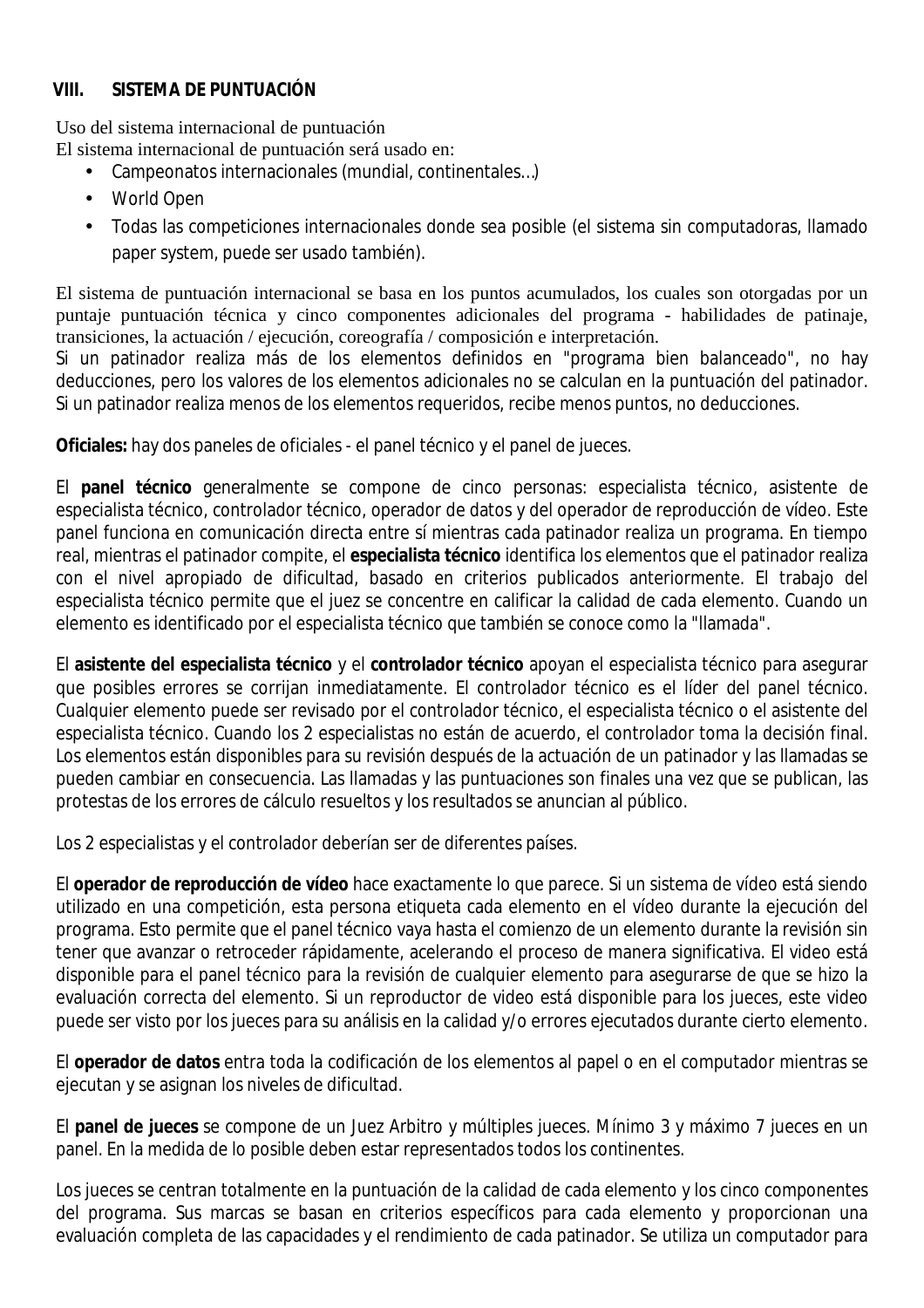## VIII. SISTEMA DE PUNTUACIÓN

Uso del sistema internacional de puntuación
El sistema internacional de puntuación será usado en:

- Campeonatos internacionales (mundial, continentales…)
- World Open
- Todas las competiciones internacionales donde sea posible (el sistema sin computadoras, llamado paper system, puede ser usado también).

El sistema de puntuación internacional se basa en los puntos acumulados, los cuales son otorgadas por un puntaje puntuación técnica y cinco componentes adicionales del programa - habilidades de patinaje, transiciones, la actuación / ejecución, coreografía / composición e interpretación.
Si un patinador realiza más de los elementos definidos en "programa bien balanceado", no hay deducciones, pero los valores de los elementos adicionales no se calculan en la puntuación del patinador. Si un patinador realiza menos de los elementos requeridos, recibe menos puntos, no deducciones.

**Oficiales:** hay dos paneles de oficiales - el panel técnico y el panel de jueces.

El **panel técnico** generalmente se compone de cinco personas: especialista técnico, asistente de especialista técnico, controlador técnico, operador de datos y del operador de reproducción de vídeo. Este panel funciona en comunicación directa entre sí mientras cada patinador realiza un programa. En tiempo real, mientras el patinador compite, el **especialista técnico** identifica los elementos que el patinador realiza con el nivel apropiado de dificultad, basado en criterios publicados anteriormente. El trabajo del especialista técnico permite que el juez se concentre en calificar la calidad de cada elemento. Cuando un elemento es identificado por el especialista técnico que también se conoce como la "llamada".

El **asistente del especialista técnico** y el **controlador técnico** apoyan el especialista técnico para asegurar que posibles errores se corrijan inmediatamente. El controlador técnico es el líder del panel técnico. Cualquier elemento puede ser revisado por el controlador técnico, el especialista técnico o el asistente del especialista técnico. Cuando los 2 especialistas no están de acuerdo, el controlador toma la decisión final. Los elementos están disponibles para su revisión después de la actuación de un patinador y las llamadas se pueden cambiar en consecuencia. Las llamadas y las puntuaciones son finales una vez que se publican, las protestas de los errores de cálculo resueltos y los resultados se anuncian al público.

Los 2 especialistas y el controlador deberían ser de diferentes países.

El **operador de reproducción de vídeo** hace exactamente lo que parece. Si un sistema de vídeo está siendo utilizado en una competición, esta persona etiqueta cada elemento en el vídeo durante la ejecución del programa. Esto permite que el panel técnico vaya hasta el comienzo de un elemento durante la revisión sin tener que avanzar o retroceder rápidamente, acelerando el proceso de manera significativa. El video está disponible para el panel técnico para la revisión de cualquier elemento para asegurarse de que se hizo la evaluación correcta del elemento. Si un reproductor de video está disponible para los jueces, este video puede ser visto por los jueces para su análisis en la calidad y/o errores ejecutados durante cierto elemento.

El **operador de datos** entra toda la codificación de los elementos al papel o en el computador mientras se ejecutan y se asignan los niveles de dificultad.

El **panel de jueces** se compone de un Juez Arbitro y múltiples jueces. Mínimo 3 y máximo 7 jueces en un panel. En la medida de lo posible deben estar representados todos los continentes.

Los jueces se centran totalmente en la puntuación de la calidad de cada elemento y los cinco componentes del programa. Sus marcas se basan en criterios específicos para cada elemento y proporcionan una evaluación completa de las capacidades y el rendimiento de cada patinador. Se utiliza un computador para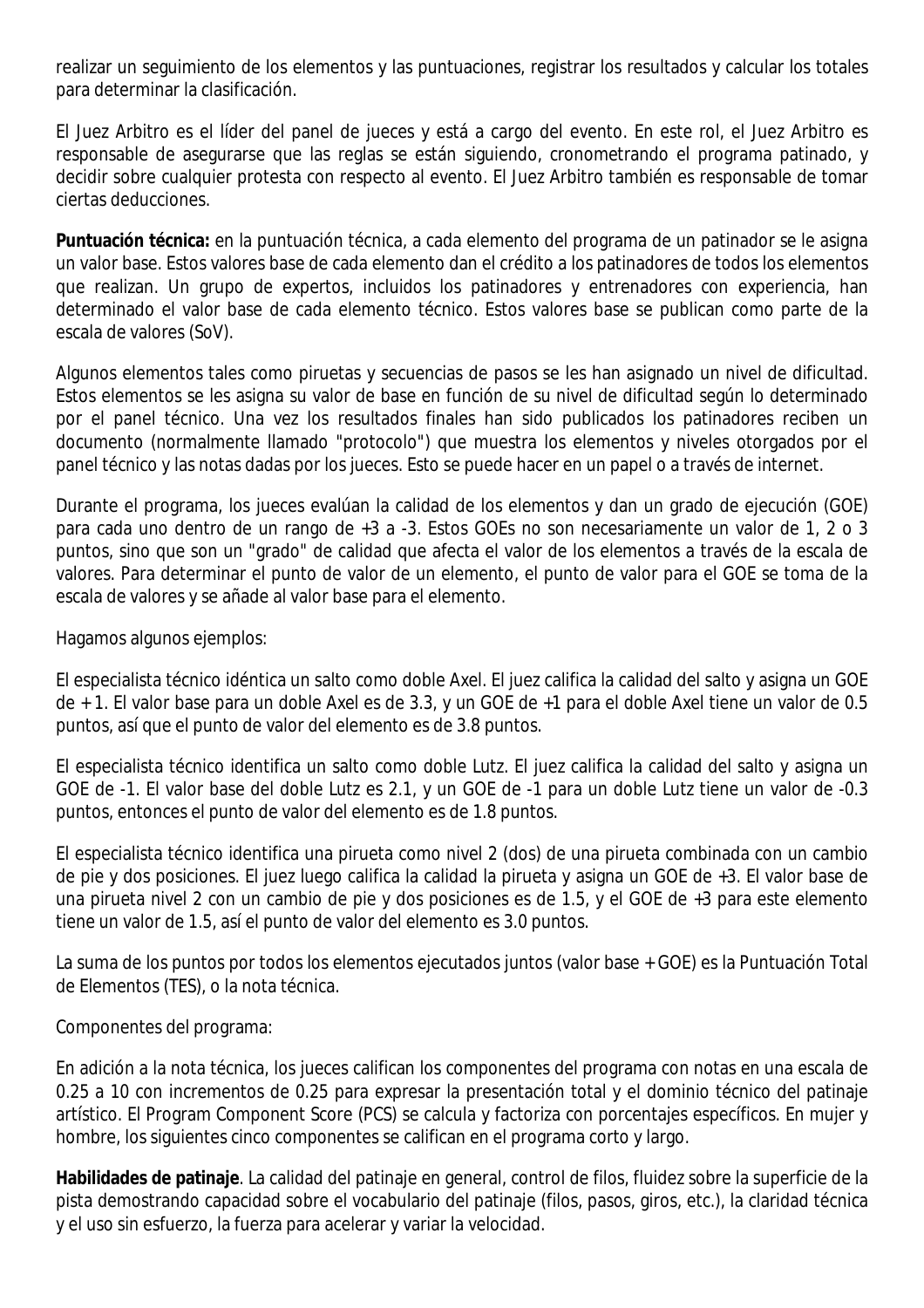realizar un seguimiento de los elementos y las puntuaciones, registrar los resultados y calcular los totales para determinar la clasificación.

El Juez Arbitro es el líder del panel de jueces y está a cargo del evento. En este rol, el Juez Arbitro es responsable de asegurarse que las reglas se están siguiendo, cronometrando el programa patinado, y decidir sobre cualquier protesta con respecto al evento. El Juez Arbitro también es responsable de tomar ciertas deducciones.

**Puntuación técnica:** en la puntuación técnica, a cada elemento del programa de un patinador se le asigna un valor base. Estos valores base de cada elemento dan el crédito a los patinadores de todos los elementos que realizan. Un grupo de expertos, incluidos los patinadores y entrenadores con experiencia, han determinado el valor base de cada elemento técnico. Estos valores base se publican como parte de la escala de valores (SoV).

Algunos elementos tales como piruetas y secuencias de pasos se les han asignado un nivel de dificultad. Estos elementos se les asigna su valor de base en función de su nivel de dificultad según lo determinado por el panel técnico. Una vez los resultados finales han sido publicados los patinadores reciben un documento (normalmente llamado "protocolo") que muestra los elementos y niveles otorgados por el panel técnico y las notas dadas por los jueces. Esto se puede hacer en un papel o a través de internet.

Durante el programa, los jueces evalúan la calidad de los elementos y dan un grado de ejecución (GOE) para cada uno dentro de un rango de +3 a -3. Estos GOEs no son necesariamente un valor de 1, 2 o 3 puntos, sino que son un "grado" de calidad que afecta el valor de los elementos a través de la escala de valores. Para determinar el punto de valor de un elemento, el punto de valor para el GOE se toma de la escala de valores y se añade al valor base para el elemento.

Hagamos algunos ejemplos:

El especialista técnico idéntica un salto como doble Axel. El juez califica la calidad del salto y asigna un GOE de + 1. El valor base para un doble Axel es de 3.3, y un GOE de +1 para el doble Axel tiene un valor de 0.5 puntos, así que el punto de valor del elemento es de 3.8 puntos.

El especialista técnico identifica un salto como doble Lutz. El juez califica la calidad del salto y asigna un GOE de -1. El valor base del doble Lutz es 2.1, y un GOE de -1 para un doble Lutz tiene un valor de -0.3 puntos, entonces el punto de valor del elemento es de 1.8 puntos.

El especialista técnico identifica una pirueta como nivel 2 (dos) de una pirueta combinada con un cambio de pie y dos posiciones. El juez luego califica la calidad la pirueta y asigna un GOE de +3. El valor base de una pirueta nivel 2 con un cambio de pie y dos posiciones es de 1.5, y el GOE de +3 para este elemento tiene un valor de 1.5, así el punto de valor del elemento es 3.0 puntos.

La suma de los puntos por todos los elementos ejecutados juntos (valor base + GOE) es la Puntuación Total de Elementos (TES), o la nota técnica.

Componentes del programa:

En adición a la nota técnica, los jueces califican los componentes del programa con notas en una escala de 0.25 a 10 con incrementos de 0.25 para expresar la presentación total y el dominio técnico del patinaje artístico. El Program Component Score (PCS) se calcula y factoriza con porcentajes específicos. En mujer y hombre, los siguientes cinco componentes se califican en el programa corto y largo.

**Habilidades de patinaje**. La calidad del patinaje en general, control de filos, fluidez sobre la superficie de la pista demostrando capacidad sobre el vocabulario del patinaje (filos, pasos, giros, etc.), la claridad técnica y el uso sin esfuerzo, la fuerza para acelerar y variar la velocidad.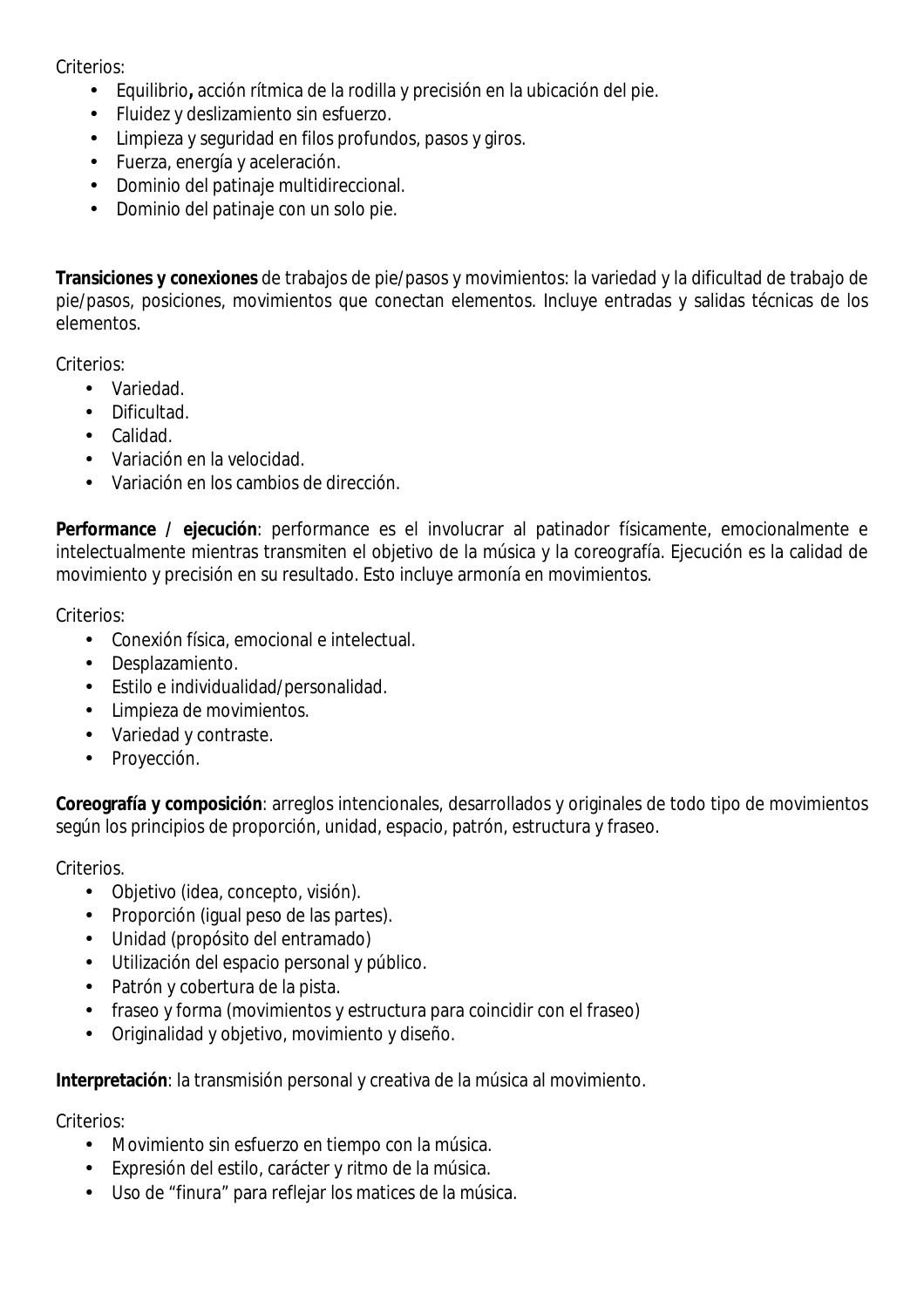Criterios:

- Equilibrio**,** acción rítmica de la rodilla y precisión en la ubicación del pie.
- Fluidez y deslizamiento sin esfuerzo.
- Limpieza y seguridad en filos profundos, pasos y giros.
- Fuerza, energía y aceleración.
- Dominio del patinaje multidireccional.
- Dominio del patinaje con un solo pie.

**Transiciones y conexiones** de trabajos de pie/pasos y movimientos: la variedad y la dificultad de trabajo de pie/pasos, posiciones, movimientos que conectan elementos. Incluye entradas y salidas técnicas de los elementos.

Criterios:

- Variedad.
- Dificultad.
- Calidad.
- Variación en la velocidad.
- Variación en los cambios de dirección.

**Performance / ejecución**: performance es el involucrar al patinador físicamente, emocionalmente e intelectualmente mientras transmiten el objetivo de la música y la coreografía. Ejecución es la calidad de movimiento y precisión en su resultado. Esto incluye armonía en movimientos.

Criterios:

- Conexión física, emocional e intelectual.
- Desplazamiento.
- Estilo e individualidad/personalidad.
- Limpieza de movimientos.
- Variedad y contraste.
- Proyección.

**Coreografía y composición**: arreglos intencionales, desarrollados y originales de todo tipo de movimientos según los principios de proporción, unidad, espacio, patrón, estructura y fraseo.

Criterios.

- Objetivo (idea, concepto, visión).
- Proporción (igual peso de las partes).
- Unidad (propósito del entramado)
- Utilización del espacio personal y público.
- Patrón y cobertura de la pista.
- fraseo y forma (movimientos y estructura para coincidir con el fraseo)
- Originalidad y objetivo, movimiento y diseño.

**Interpretación**: la transmisión personal y creativa de la música al movimiento.

Criterios:

- Movimiento sin esfuerzo en tiempo con la música.
- Expresión del estilo, carácter y ritmo de la música.
- Uso de "finura" para reflejar los matices de la música.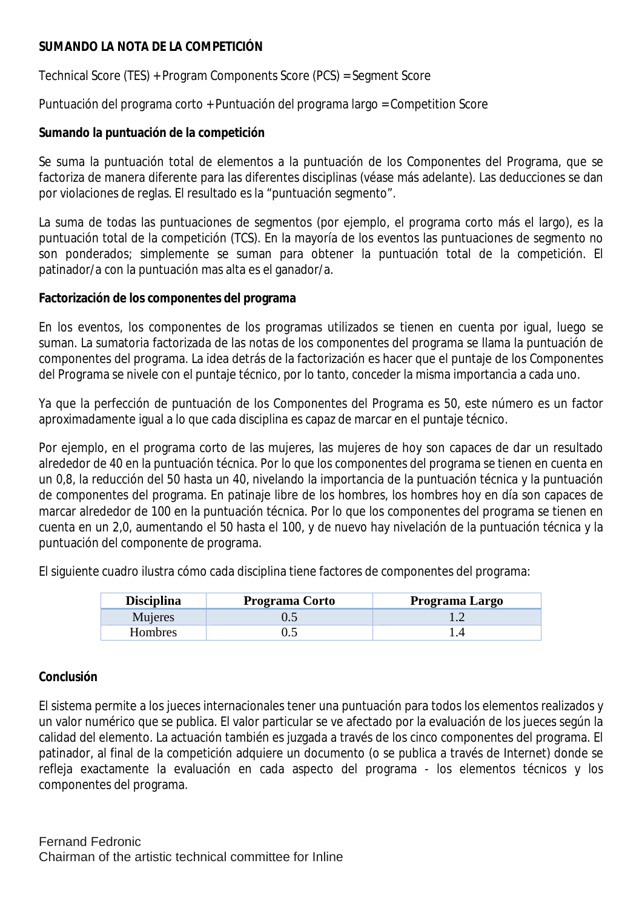**SUMANDO LA NOTA DE LA COMPETICIÓN**

Technical Score (TES) + Program Components Score (PCS) = Segment Score

Puntuación del programa corto + Puntuación del programa largo = Competition Score

**Sumando la puntuación de la competición**

Se suma la puntuación total de elementos a la puntuación de los Componentes del Programa, que se factoriza de manera diferente para las diferentes disciplinas (véase más adelante). Las deducciones se dan por violaciones de reglas. El resultado es la "puntuación segmento".

La suma de todas las puntuaciones de segmentos (por ejemplo, el programa corto más el largo), es la puntuación total de la competición (TCS). En la mayoría de los eventos las puntuaciones de segmento no son ponderados; simplemente se suman para obtener la puntuación total de la competición. El patinador/a con la puntuación mas alta es el ganador/a.

**Factorización de los componentes del programa**

En los eventos, los componentes de los programas utilizados se tienen en cuenta por igual, luego se suman. La sumatoria factorizada de las notas de los componentes del programa se llama la puntuación de componentes del programa. La idea detrás de la factorización es hacer que el puntaje de los Componentes del Programa se nivele con el puntaje técnico, por lo tanto, conceder la misma importancia a cada uno.

Ya que la perfección de puntuación de los Componentes del Programa es 50, este número es un factor aproximadamente igual a lo que cada disciplina es capaz de marcar en el puntaje técnico.

Por ejemplo, en el programa corto de las mujeres, las mujeres de hoy son capaces de dar un resultado alrededor de 40 en la puntuación técnica. Por lo que los componentes del programa se tienen en cuenta en un 0,8, la reducción del 50 hasta un 40, nivelando la importancia de la puntuación técnica y la puntuación de componentes del programa. En patinaje libre de los hombres, los hombres hoy en día son capaces de marcar alrededor de 100 en la puntuación técnica. Por lo que los componentes del programa se tienen en cuenta en un 2,0, aumentando el 50 hasta el 100, y de nuevo hay nivelación de la puntuación técnica y la puntuación del componente de programa.

El siguiente cuadro ilustra cómo cada disciplina tiene factores de componentes del programa:

| Disciplina | Programa Corto | Programa Largo |
|---|---|---|
| Mujeres | 0.5 | 1.2 |
| Hombres | 0.5 | 1.4 |

**Conclusión**

El sistema permite a los jueces internacionales tener una puntuación para todos los elementos realizados y un valor numérico que se publica. El valor particular se ve afectado por la evaluación de los jueces según la calidad del elemento. La actuación también es juzgada a través de los cinco componentes del programa. El patinador, al final de la competición adquiere un documento (o se publica a través de Internet) donde se refleja exactamente la evaluación en cada aspecto del programa - los elementos técnicos y los componentes del programa.

Fernand Fedronic
Chairman of the artistic technical committee for Inline